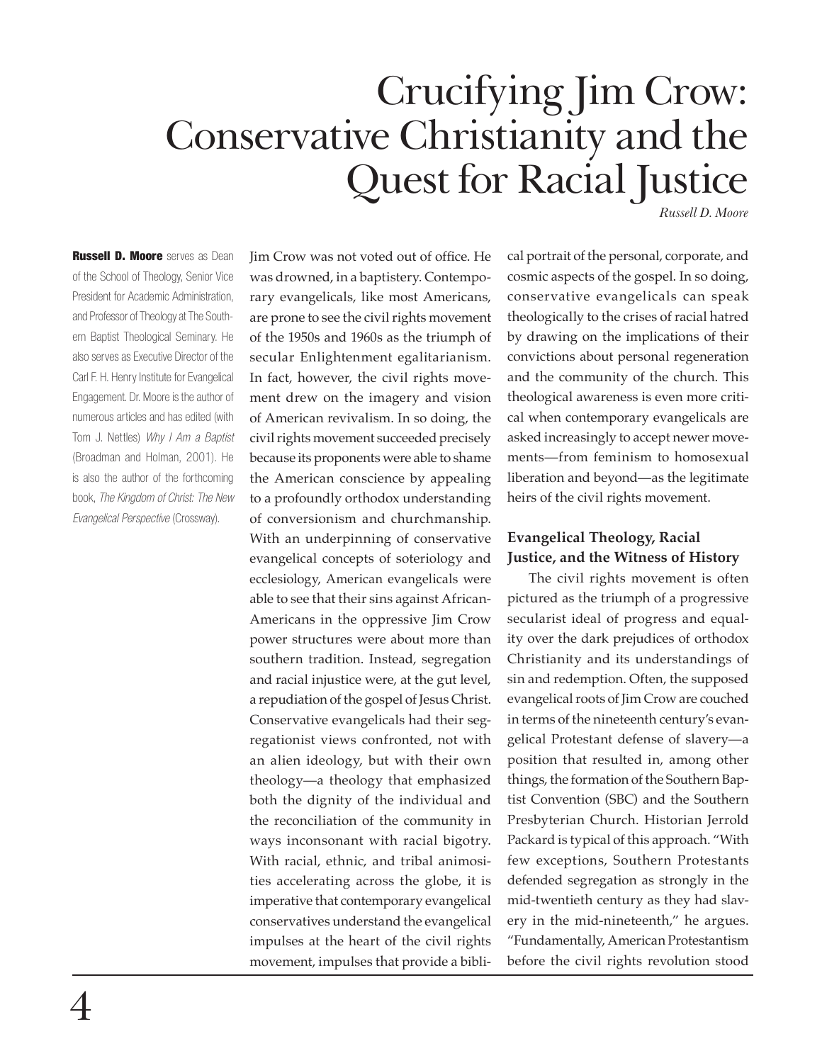# Crucifying Jim Crow: Conservative Christianity and the Quest for Racial Justice

*Russell D. Moore*

**Russell D. Moore** serves as Dean of the School of Theology, Senior Vice President for Academic Administration, and Professor of Theology at The Southern Baptist Theological Seminary. He also serves as Executive Director of the Carl F. H. Henry Institute for Evangelical Engagement. Dr. Moore is the author of numerous articles and has edited (with Tom J. Nettles) *Why I Am a Baptist* (Broadman and Holman, 2001). He is also the author of the forthcoming book, *The Kingdom of Christ: The New Evangelical Perspective* (Crossway).

Jim Crow was not voted out of office. He was drowned, in a baptistery. Contemporary evangelicals, like most Americans, are prone to see the civil rights movement of the 1950s and 1960s as the triumph of secular Enlightenment egalitarianism. In fact, however, the civil rights movement drew on the imagery and vision of American revivalism. In so doing, the civil rights movement succeeded precisely because its proponents were able to shame the American conscience by appealing to a profoundly orthodox understanding of conversionism and churchmanship. With an underpinning of conservative evangelical concepts of soteriology and ecclesiology, American evangelicals were able to see that their sins against African-Americans in the oppressive Jim Crow power structures were about more than southern tradition. Instead, segregation and racial injustice were, at the gut level, a repudiation of the gospel of Jesus Christ. Conservative evangelicals had their segregationist views confronted, not with an alien ideology, but with their own theology—a theology that emphasized both the dignity of the individual and the reconciliation of the community in ways inconsonant with racial bigotry. With racial, ethnic, and tribal animosities accelerating across the globe, it is imperative that contemporary evangelical conservatives understand the evangelical impulses at the heart of the civil rights movement, impulses that provide a biblical portrait of the personal, corporate, and cosmic aspects of the gospel. In so doing, conservative evangelicals can speak theologically to the crises of racial hatred by drawing on the implications of their convictions about personal regeneration and the community of the church. This theological awareness is even more critical when contemporary evangelicals are asked increasingly to accept newer movements—from feminism to homosexual liberation and beyond—as the legitimate heirs of the civil rights movement.

## Evangelical Theology, Racial Justice, and the Witness of History

The civil rights movement is often pictured as the triumph of a progressive secularist ideal of progress and equality over the dark prejudices of orthodox Christianity and its understandings of sin and redemption. Often, the supposed evangelical roots of Jim Crow are couched in terms of the nineteenth century's evangelical Protestant defense of slavery—a position that resulted in, among other things, the formation of the Southern Baptist Convention (SBC) and the Southern Presbyterian Church. Historian Jerrold Packard is typical of this approach. "With few exceptions, Southern Protestants defended segregation as strongly in the mid-twentieth century as they had slavery in the mid-nineteenth," he argues. "Fundamentally, American Protestantism before the civil rights revolution stood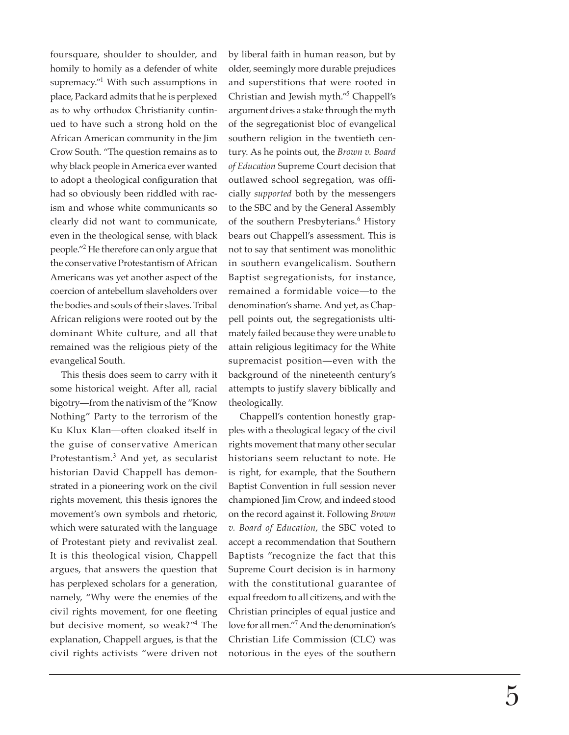foursquare, shoulder to shoulder, and homily to homily as a defender of white supremacy."[1] With such assumptions in place, Packard admits that he is perplexed as to why orthodox Christianity continued to have such a strong hold on the African American community in the Jim Crow South. "The question remains as to why black people in America ever wanted to adopt a theological configuration that had so obviously been riddled with racism and whose white communicants so clearly did not want to communicate, even in the theological sense, with black people."[2] He therefore can only argue that the conservative Protestantism of African Americans was yet another aspect of the coercion of antebellum slaveholders over the bodies and souls of their slaves. Tribal African religions were rooted out by the dominant White culture, and all that remained was the religious piety of the evangelical South.

This thesis does seem to carry with it some historical weight. After all, racial bigotry—from the nativism of the "Know Nothing" Party to the terrorism of the Ku Klux Klan—often cloaked itself in the guise of conservative American Protestantism.[3] And yet, as secularist historian David Chappell has demonstrated in a pioneering work on the civil rights movement, this thesis ignores the movement's own symbols and rhetoric, which were saturated with the language of Protestant piety and revivalist zeal. It is this theological vision, Chappell argues, that answers the question that has perplexed scholars for a generation, namely, "Why were the enemies of the civil rights movement, for one fleeting but decisive moment, so weak?"[4] The explanation, Chappell argues, is that the civil rights activists "were driven not by liberal faith in human reason, but by older, seemingly more durable prejudices and superstitions that were rooted in Christian and Jewish myth."[5] Chappell's argument drives a stake through the myth of the segregationist bloc of evangelical southern religion in the twentieth century. As he points out, the *Brown v. Board of Education* Supreme Court decision that outlawed school segregation, was officially *supported* both by the messengers to the SBC and by the General Assembly of the southern Presbyterians.[6] History bears out Chappell's assessment. This is not to say that sentiment was monolithic in southern evangelicalism. Southern Baptist segregationists, for instance, remained a formidable voice—to the denomination's shame. And yet, as Chappell points out, the segregationists ultimately failed because they were unable to attain religious legitimacy for the White supremacist position—even with the background of the nineteenth century's attempts to justify slavery biblically and theologically.

Chappell's contention honestly grapples with a theological legacy of the civil rights movement that many other secular historians seem reluctant to note. He is right, for example, that the Southern Baptist Convention in full session never championed Jim Crow, and indeed stood on the record against it. Following *Brown v. Board of Education*, the SBC voted to accept a recommendation that Southern Baptists "recognize the fact that this Supreme Court decision is in harmony with the constitutional guarantee of equal freedom to all citizens, and with the Christian principles of equal justice and love for all men."[7] And the denomination's Christian Life Commission (CLC) was notorious in the eyes of the southern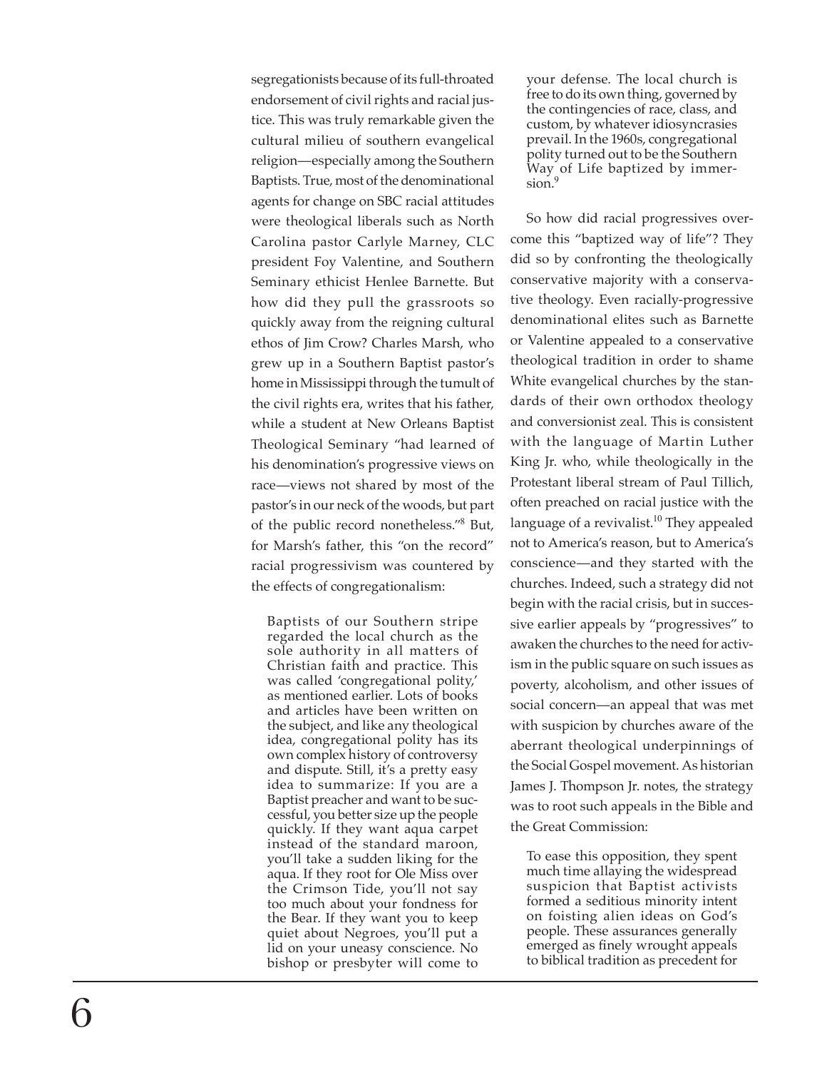segregationists because of its full-throated endorsement of civil rights and racial justice. This was truly remarkable given the cultural milieu of southern evangelical religion—especially among the Southern Baptists. True, most of the denominational agents for change on SBC racial attitudes were theological liberals such as North Carolina pastor Carlyle Marney, CLC president Foy Valentine, and Southern Seminary ethicist Henlee Barnette. But how did they pull the grassroots so quickly away from the reigning cultural ethos of Jim Crow? Charles Marsh, who grew up in a Southern Baptist pastor's home in Mississippi through the tumult of the civil rights era, writes that his father, while a student at New Orleans Baptist Theological Seminary "had learned of his denomination's progressive views on race—views not shared by most of the pastor's in our neck of the woods, but part of the public record nonetheless."[8] But, for Marsh's father, this "on the record" racial progressivism was countered by the effects of congregationalism:

> Baptists of our Southern stripe regarded the local church as the sole authority in all matters of Christian faith and practice. This was called 'congregational polity,' as mentioned earlier. Lots of books and articles have been written on the subject, and like any theological idea, congregational polity has its own complex history of controversy and dispute. Still, it's a pretty easy idea to summarize: If you are a Baptist preacher and want to be successful, you better size up the people quickly. If they want aqua carpet instead of the standard maroon, you'll take a sudden liking for the aqua. If they root for Ole Miss over the Crimson Tide, you'll not say too much about your fondness for the Bear. If they want you to keep quiet about Negroes, you'll put a lid on your uneasy conscience. No bishop or presbyter will come to your defense. The local church is free to do its own thing, governed by the contingencies of race, class, and custom, by whatever idiosyncrasies prevail. In the 1960s, congregational polity turned out to be the Southern Way of Life baptized by immersion.[9]

So how did racial progressives overcome this "baptized way of life"? They did so by confronting the theologically conservative majority with a conservative theology. Even racially-progressive denominational elites such as Barnette or Valentine appealed to a conservative theological tradition in order to shame White evangelical churches by the standards of their own orthodox theology and conversionist zeal. This is consistent with the language of Martin Luther King Jr. who, while theologically in the Protestant liberal stream of Paul Tillich, often preached on racial justice with the language of a revivalist.[10] They appealed not to America's reason, but to America's conscience—and they started with the churches. Indeed, such a strategy did not begin with the racial crisis, but in successive earlier appeals by "progressives" to awaken the churches to the need for activism in the public square on such issues as poverty, alcoholism, and other issues of social concern—an appeal that was met with suspicion by churches aware of the aberrant theological underpinnings of the Social Gospel movement. As historian James J. Thompson Jr. notes, the strategy was to root such appeals in the Bible and the Great Commission:

> To ease this opposition, they spent much time allaying the widespread suspicion that Baptist activists formed a seditious minority intent on foisting alien ideas on God's people. These assurances generally emerged as finely wrought appeals to biblical tradition as precedent for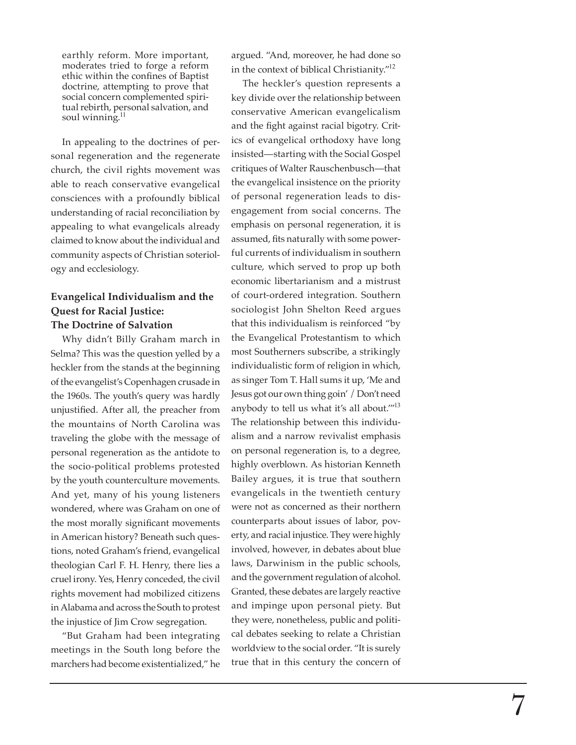> earthly reform. More important, moderates tried to forge a reform ethic within the confines of Baptist doctrine, attempting to prove that social concern complemented spiritual rebirth, personal salvation, and soul winning.[11]

In appealing to the doctrines of personal regeneration and the regenerate church, the civil rights movement was able to reach conservative evangelical consciences with a profoundly biblical understanding of racial reconciliation by appealing to what evangelicals already claimed to know about the individual and community aspects of Christian soteriology and ecclesiology.

### Evangelical Individualism and the Quest for Racial Justice: The Doctrine of Salvation

Why didn't Billy Graham march in Selma? This was the question yelled by a heckler from the stands at the beginning of the evangelist's Copenhagen crusade in the 1960s. The youth's query was hardly unjustified. After all, the preacher from the mountains of North Carolina was traveling the globe with the message of personal regeneration as the antidote to the socio-political problems protested by the youth counterculture movements. And yet, many of his young listeners wondered, where was Graham on one of the most morally significant movements in American history? Beneath such questions, noted Graham's friend, evangelical theologian Carl F. H. Henry, there lies a cruel irony. Yes, Henry conceded, the civil rights movement had mobilized citizens in Alabama and across the South to protest the injustice of Jim Crow segregation.

"But Graham had been integrating meetings in the South long before the marchers had become existentialized," he argued. "And, moreover, he had done so in the context of biblical Christianity."[12]

The heckler's question represents a key divide over the relationship between conservative American evangelicalism and the fight against racial bigotry. Critics of evangelical orthodoxy have long insisted—starting with the Social Gospel critiques of Walter Rauschenbusch—that the evangelical insistence on the priority of personal regeneration leads to disengagement from social concerns. The emphasis on personal regeneration, it is assumed, fits naturally with some powerful currents of individualism in southern culture, which served to prop up both economic libertarianism and a mistrust of court-ordered integration. Southern sociologist John Shelton Reed argues that this individualism is reinforced "by the Evangelical Protestantism to which most Southerners subscribe, a strikingly individualistic form of religion in which, as singer Tom T. Hall sums it up, 'Me and Jesus got our own thing goin' / Don't need anybody to tell us what it's all about.'"[13] The relationship between this individualism and a narrow revivalist emphasis on personal regeneration is, to a degree, highly overblown. As historian Kenneth Bailey argues, it is true that southern evangelicals in the twentieth century were not as concerned as their northern counterparts about issues of labor, poverty, and racial injustice. They were highly involved, however, in debates about blue laws, Darwinism in the public schools, and the government regulation of alcohol. Granted, these debates are largely reactive and impinge upon personal piety. But they were, nonetheless, public and political debates seeking to relate a Christian worldview to the social order. "It is surely true that in this century the concern of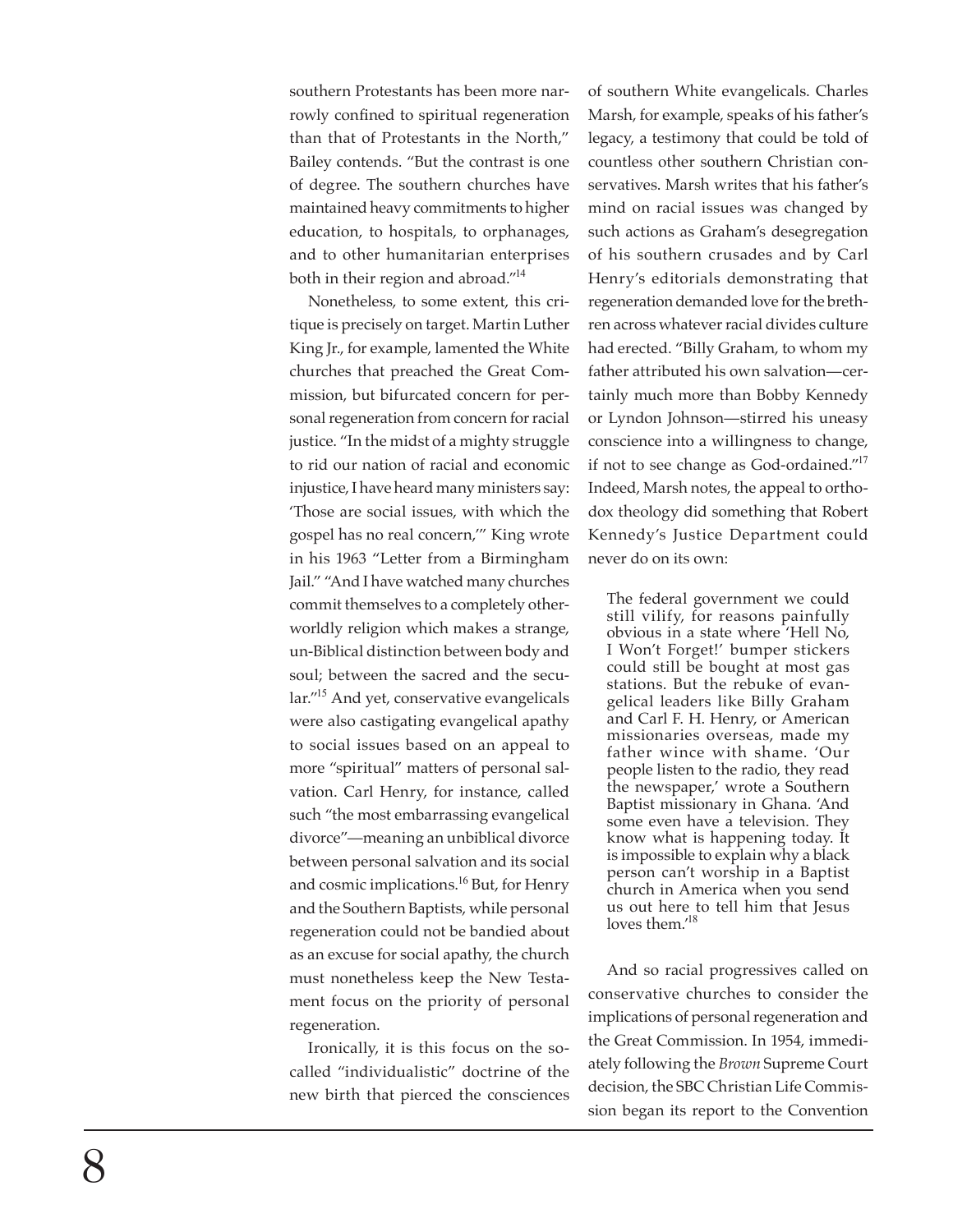southern Protestants has been more narrowly confined to spiritual regeneration than that of Protestants in the North," Bailey contends. "But the contrast is one of degree. The southern churches have maintained heavy commitments to higher education, to hospitals, to orphanages, and to other humanitarian enterprises both in their region and abroad."[14]

Nonetheless, to some extent, this critique is precisely on target. Martin Luther King Jr., for example, lamented the White churches that preached the Great Commission, but bifurcated concern for personal regeneration from concern for racial justice. "In the midst of a mighty struggle to rid our nation of racial and economic injustice, I have heard many ministers say: 'Those are social issues, with which the gospel has no real concern,'" King wrote in his 1963 "Letter from a Birmingham Jail." "And I have watched many churches commit themselves to a completely otherworldly religion which makes a strange, un-Biblical distinction between body and soul; between the sacred and the secular."[15] And yet, conservative evangelicals were also castigating evangelical apathy to social issues based on an appeal to more "spiritual" matters of personal salvation. Carl Henry, for instance, called such "the most embarrassing evangelical divorce"—meaning an unbiblical divorce between personal salvation and its social and cosmic implications.[16] But, for Henry and the Southern Baptists, while personal regeneration could not be bandied about as an excuse for social apathy, the church must nonetheless keep the New Testament focus on the priority of personal regeneration.

Ironically, it is this focus on the so-called "individualistic" doctrine of the new birth that pierced the consciences of southern White evangelicals. Charles Marsh, for example, speaks of his father's legacy, a testimony that could be told of countless other southern Christian conservatives. Marsh writes that his father's mind on racial issues was changed by such actions as Graham's desegregation of his southern crusades and by Carl Henry's editorials demonstrating that regeneration demanded love for the brethren across whatever racial divides culture had erected. "Billy Graham, to whom my father attributed his own salvation—certainly much more than Bobby Kennedy or Lyndon Johnson—stirred his uneasy conscience into a willingness to change, if not to see change as God-ordained."[17] Indeed, Marsh notes, the appeal to orthodox theology did something that Robert Kennedy's Justice Department could never do on its own:

> The federal government we could still vilify, for reasons painfully obvious in a state where 'Hell No, I Won't Forget!' bumper stickers could still be bought at most gas stations. But the rebuke of evangelical leaders like Billy Graham and Carl F. H. Henry, or American missionaries overseas, made my father wince with shame. 'Our people listen to the radio, they read the newspaper,' wrote a Southern Baptist missionary in Ghana. 'And some even have a television. They know what is happening today. It is impossible to explain why a black person can't worship in a Baptist church in America when you send us out here to tell him that Jesus loves them.'[18]

And so racial progressives called on conservative churches to consider the implications of personal regeneration and the Great Commission. In 1954, immediately following the *Brown* Supreme Court decision, the SBC Christian Life Commission began its report to the Convention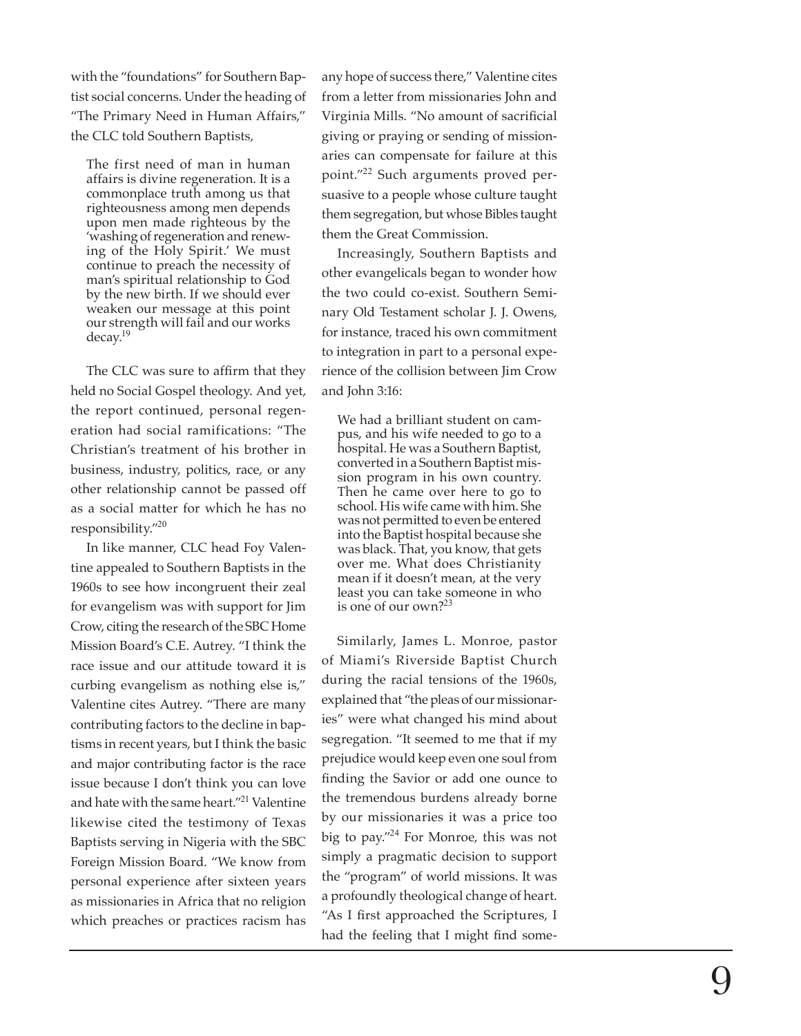with the "foundations" for Southern Baptist social concerns. Under the heading of "The Primary Need in Human Affairs," the CLC told Southern Baptists,

> The first need of man in human affairs is divine regeneration. It is a commonplace truth among us that righteousness among men depends upon men made righteous by the 'washing of regeneration and renewing of the Holy Spirit.' We must continue to preach the necessity of man's spiritual relationship to God by the new birth. If we should ever weaken our message at this point our strength will fail and our works decay.[19]

The CLC was sure to affirm that they held no Social Gospel theology. And yet, the report continued, personal regeneration had social ramifications: "The Christian's treatment of his brother in business, industry, politics, race, or any other relationship cannot be passed off as a social matter for which he has no responsibility."[20]

In like manner, CLC head Foy Valentine appealed to Southern Baptists in the 1960s to see how incongruent their zeal for evangelism was with support for Jim Crow, citing the research of the SBC Home Mission Board's C.E. Autrey. "I think the race issue and our attitude toward it is curbing evangelism as nothing else is," Valentine cites Autrey. "There are many contributing factors to the decline in baptisms in recent years, but I think the basic and major contributing factor is the race issue because I don't think you can love and hate with the same heart."[21] Valentine likewise cited the testimony of Texas Baptists serving in Nigeria with the SBC Foreign Mission Board. "We know from personal experience after sixteen years as missionaries in Africa that no religion which preaches or practices racism has any hope of success there," Valentine cites from a letter from missionaries John and Virginia Mills. "No amount of sacrificial giving or praying or sending of missionaries can compensate for failure at this point."[22] Such arguments proved persuasive to a people whose culture taught them segregation, but whose Bibles taught them the Great Commission.

Increasingly, Southern Baptists and other evangelicals began to wonder how the two could co-exist. Southern Seminary Old Testament scholar J. J. Owens, for instance, traced his own commitment to integration in part to a personal experience of the collision between Jim Crow and John 3:16:

> We had a brilliant student on campus, and his wife needed to go to a hospital. He was a Southern Baptist, converted in a Southern Baptist mission program in his own country. Then he came over here to go to school. His wife came with him. She was not permitted to even be entered into the Baptist hospital because she was black. That, you know, that gets over me. What does Christianity mean if it doesn't mean, at the very least you can take someone in who is one of our own?[23]

Similarly, James L. Monroe, pastor of Miami's Riverside Baptist Church during the racial tensions of the 1960s, explained that "the pleas of our missionaries" were what changed his mind about segregation. "It seemed to me that if my prejudice would keep even one soul from finding the Savior or add one ounce to the tremendous burdens already borne by our missionaries it was a price too big to pay."[24] For Monroe, this was not simply a pragmatic decision to support the "program" of world missions. It was a profoundly theological change of heart. "As I first approached the Scriptures, I had the feeling that I might find some-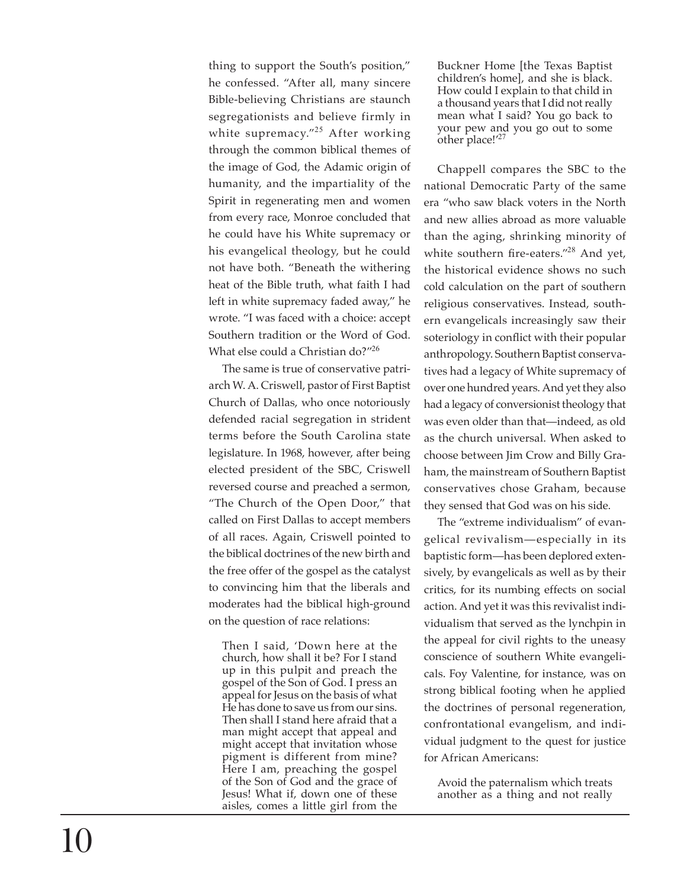thing to support the South's position," he confessed. "After all, many sincere Bible-believing Christians are staunch segregationists and believe firmly in white supremacy."[25] After working through the common biblical themes of the image of God, the Adamic origin of humanity, and the impartiality of the Spirit in regenerating men and women from every race, Monroe concluded that he could have his White supremacy or his evangelical theology, but he could not have both. "Beneath the withering heat of the Bible truth, what faith I had left in white supremacy faded away," he wrote. "I was faced with a choice: accept Southern tradition or the Word of God. What else could a Christian do?"[26]

The same is true of conservative patriarch W. A. Criswell, pastor of First Baptist Church of Dallas, who once notoriously defended racial segregation in strident terms before the South Carolina state legislature. In 1968, however, after being elected president of the SBC, Criswell reversed course and preached a sermon, "The Church of the Open Door," that called on First Dallas to accept members of all races. Again, Criswell pointed to the biblical doctrines of the new birth and the free offer of the gospel as the catalyst to convincing him that the liberals and moderates had the biblical high-ground on the question of race relations:

> Then I said, 'Down here at the church, how shall it be? For I stand up in this pulpit and preach the gospel of the Son of God. I press an appeal for Jesus on the basis of what He has done to save us from our sins. Then shall I stand here afraid that a man might accept that appeal and might accept that invitation whose pigment is different from mine? Here I am, preaching the gospel of the Son of God and the grace of Jesus! What if, down one of these aisles, comes a little girl from the Buckner Home [the Texas Baptist children's home], and she is black. How could I explain to that child in a thousand years that I did not really mean what I said? You go back to your pew and you go out to some other place!'[27]

Chappell compares the SBC to the national Democratic Party of the same era "who saw black voters in the North and new allies abroad as more valuable than the aging, shrinking minority of white southern fire-eaters."[28] And yet, the historical evidence shows no such cold calculation on the part of southern religious conservatives. Instead, southern evangelicals increasingly saw their soteriology in conflict with their popular anthropology. Southern Baptist conservatives had a legacy of White supremacy of over one hundred years. And yet they also had a legacy of conversionist theology that was even older than that—indeed, as old as the church universal. When asked to choose between Jim Crow and Billy Graham, the mainstream of Southern Baptist conservatives chose Graham, because they sensed that God was on his side.

The "extreme individualism" of evangelical revivalism—especially in its baptistic form—has been deplored extensively, by evangelicals as well as by their critics, for its numbing effects on social action. And yet it was this revivalist individualism that served as the lynchpin in the appeal for civil rights to the uneasy conscience of southern White evangelicals. Foy Valentine, for instance, was on strong biblical footing when he applied the doctrines of personal regeneration, confrontational evangelism, and individual judgment to the quest for justice for African Americans:

> Avoid the paternalism which treats another as a thing and not really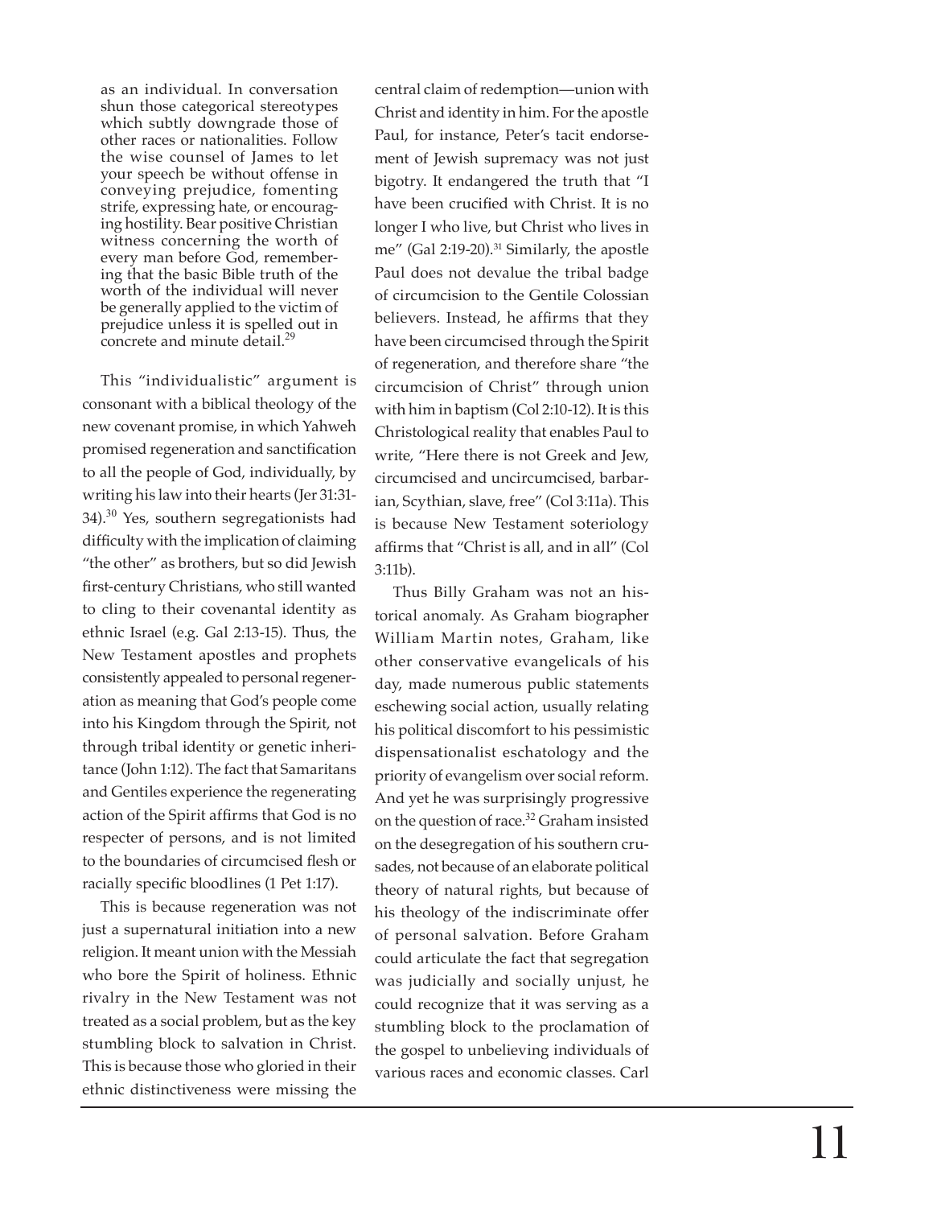> as an individual. In conversation shun those categorical stereotypes which subtly downgrade those of other races or nationalities. Follow the wise counsel of James to let your speech be without offense in conveying prejudice, fomenting strife, expressing hate, or encouraging hostility. Bear positive Christian witness concerning the worth of every man before God, remembering that the basic Bible truth of the worth of the individual will never be generally applied to the victim of prejudice unless it is spelled out in concrete and minute detail.[29]

This "individualistic" argument is consonant with a biblical theology of the new covenant promise, in which Yahweh promised regeneration and sanctification to all the people of God, individually, by writing his law into their hearts (Jer 31:31-34).[30] Yes, southern segregationists had difficulty with the implication of claiming "the other" as brothers, but so did Jewish first-century Christians, who still wanted to cling to their covenantal identity as ethnic Israel (e.g. Gal 2:13-15). Thus, the New Testament apostles and prophets consistently appealed to personal regeneration as meaning that God's people come into his Kingdom through the Spirit, not through tribal identity or genetic inheritance (John 1:12). The fact that Samaritans and Gentiles experience the regenerating action of the Spirit affirms that God is no respecter of persons, and is not limited to the boundaries of circumcised flesh or racially specific bloodlines (1 Pet 1:17).

This is because regeneration was not just a supernatural initiation into a new religion. It meant union with the Messiah who bore the Spirit of holiness. Ethnic rivalry in the New Testament was not treated as a social problem, but as the key stumbling block to salvation in Christ. This is because those who gloried in their ethnic distinctiveness were missing the central claim of redemption—union with Christ and identity in him. For the apostle Paul, for instance, Peter's tacit endorsement of Jewish supremacy was not just bigotry. It endangered the truth that "I have been crucified with Christ. It is no longer I who live, but Christ who lives in me" (Gal 2:19-20).[31] Similarly, the apostle Paul does not devalue the tribal badge of circumcision to the Gentile Colossian believers. Instead, he affirms that they have been circumcised through the Spirit of regeneration, and therefore share "the circumcision of Christ" through union with him in baptism (Col 2:10-12). It is this Christological reality that enables Paul to write, "Here there is not Greek and Jew, circumcised and uncircumcised, barbarian, Scythian, slave, free" (Col 3:11a). This is because New Testament soteriology affirms that "Christ is all, and in all" (Col 3:11b).

Thus Billy Graham was not an historical anomaly. As Graham biographer William Martin notes, Graham, like other conservative evangelicals of his day, made numerous public statements eschewing social action, usually relating his political discomfort to his pessimistic dispensationalist eschatology and the priority of evangelism over social reform. And yet he was surprisingly progressive on the question of race.[32] Graham insisted on the desegregation of his southern crusades, not because of an elaborate political theory of natural rights, but because of his theology of the indiscriminate offer of personal salvation. Before Graham could articulate the fact that segregation was judicially and socially unjust, he could recognize that it was serving as a stumbling block to the proclamation of the gospel to unbelieving individuals of various races and economic classes. Carl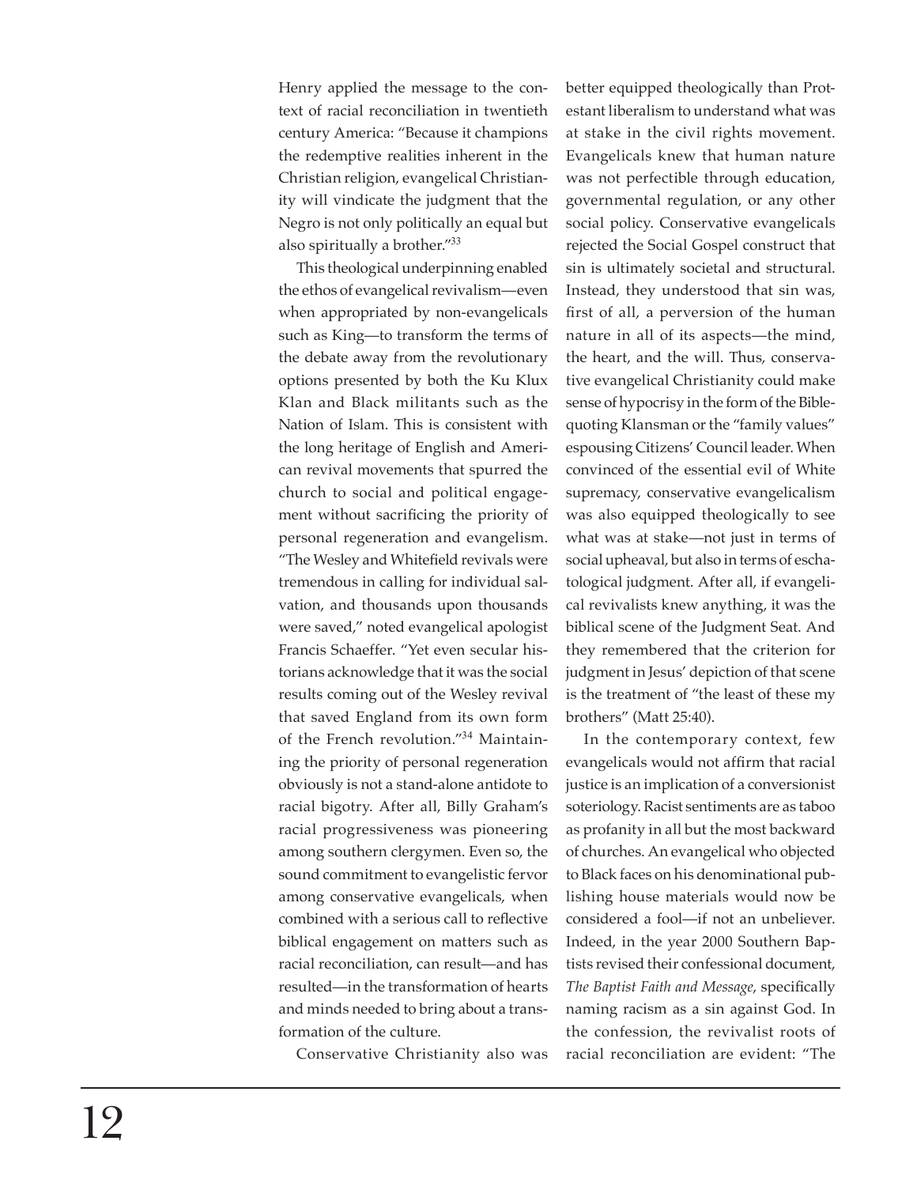Henry applied the message to the context of racial reconciliation in twentieth century America: "Because it champions the redemptive realities inherent in the Christian religion, evangelical Christianity will vindicate the judgment that the Negro is not only politically an equal but also spiritually a brother."[33]

This theological underpinning enabled the ethos of evangelical revivalism—even when appropriated by non-evangelicals such as King—to transform the terms of the debate away from the revolutionary options presented by both the Ku Klux Klan and Black militants such as the Nation of Islam. This is consistent with the long heritage of English and American revival movements that spurred the church to social and political engagement without sacrificing the priority of personal regeneration and evangelism. "The Wesley and Whitefield revivals were tremendous in calling for individual salvation, and thousands upon thousands were saved," noted evangelical apologist Francis Schaeffer. "Yet even secular historians acknowledge that it was the social results coming out of the Wesley revival that saved England from its own form of the French revolution."[34] Maintaining the priority of personal regeneration obviously is not a stand-alone antidote to racial bigotry. After all, Billy Graham's racial progressiveness was pioneering among southern clergymen. Even so, the sound commitment to evangelistic fervor among conservative evangelicals, when combined with a serious call to reflective biblical engagement on matters such as racial reconciliation, can result—and has resulted—in the transformation of hearts and minds needed to bring about a transformation of the culture.

Conservative Christianity also was better equipped theologically than Protestant liberalism to understand what was at stake in the civil rights movement. Evangelicals knew that human nature was not perfectible through education, governmental regulation, or any other social policy. Conservative evangelicals rejected the Social Gospel construct that sin is ultimately societal and structural. Instead, they understood that sin was, first of all, a perversion of the human nature in all of its aspects—the mind, the heart, and the will. Thus, conservative evangelical Christianity could make sense of hypocrisy in the form of the Bible-quoting Klansman or the "family values" espousing Citizens' Council leader. When convinced of the essential evil of White supremacy, conservative evangelicalism was also equipped theologically to see what was at stake—not just in terms of social upheaval, but also in terms of eschatological judgment. After all, if evangelical revivalists knew anything, it was the biblical scene of the Judgment Seat. And they remembered that the criterion for judgment in Jesus' depiction of that scene is the treatment of "the least of these my brothers" (Matt 25:40).

In the contemporary context, few evangelicals would not affirm that racial justice is an implication of a conversionist soteriology. Racist sentiments are as taboo as profanity in all but the most backward of churches. An evangelical who objected to Black faces on his denominational publishing house materials would now be considered a fool—if not an unbeliever. Indeed, in the year 2000 Southern Baptists revised their confessional document, *The Baptist Faith and Message*, specifically naming racism as a sin against God. In the confession, the revivalist roots of racial reconciliation are evident: "The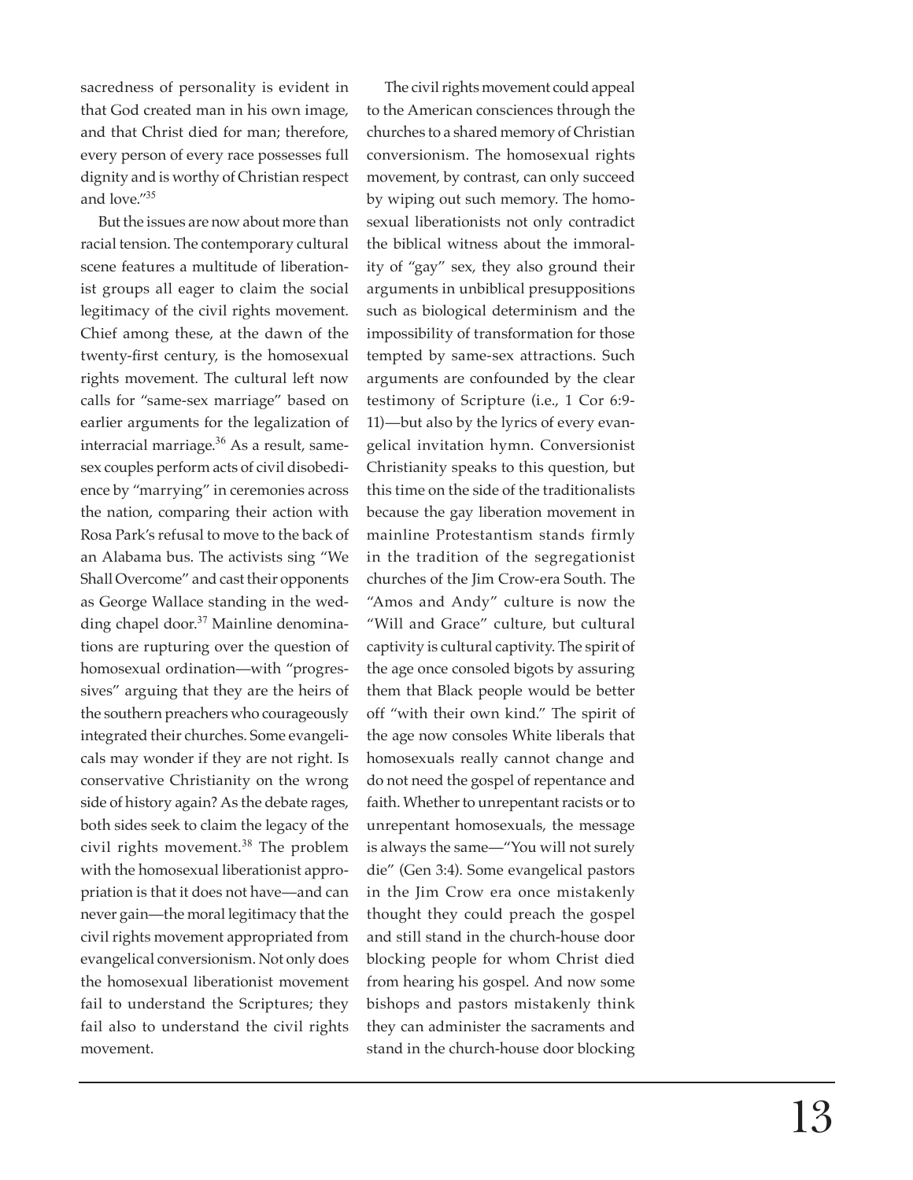sacredness of personality is evident in that God created man in his own image, and that Christ died for man; therefore, every person of every race possesses full dignity and is worthy of Christian respect and love."[35]

But the issues are now about more than racial tension. The contemporary cultural scene features a multitude of liberationist groups all eager to claim the social legitimacy of the civil rights movement. Chief among these, at the dawn of the twenty-first century, is the homosexual rights movement. The cultural left now calls for "same-sex marriage" based on earlier arguments for the legalization of interracial marriage.[36] As a result, same-sex couples perform acts of civil disobedience by "marrying" in ceremonies across the nation, comparing their action with Rosa Park's refusal to move to the back of an Alabama bus. The activists sing "We Shall Overcome" and cast their opponents as George Wallace standing in the wedding chapel door.[37] Mainline denominations are rupturing over the question of homosexual ordination—with "progressives" arguing that they are the heirs of the southern preachers who courageously integrated their churches. Some evangelicals may wonder if they are not right. Is conservative Christianity on the wrong side of history again? As the debate rages, both sides seek to claim the legacy of the civil rights movement.[38] The problem with the homosexual liberationist appropriation is that it does not have—and can never gain—the moral legitimacy that the civil rights movement appropriated from evangelical conversionism. Not only does the homosexual liberationist movement fail to understand the Scriptures; they fail also to understand the civil rights movement.

The civil rights movement could appeal to the American consciences through the churches to a shared memory of Christian conversionism. The homosexual rights movement, by contrast, can only succeed by wiping out such memory. The homosexual liberationists not only contradict the biblical witness about the immorality of "gay" sex, they also ground their arguments in unbiblical presuppositions such as biological determinism and the impossibility of transformation for those tempted by same-sex attractions. Such arguments are confounded by the clear testimony of Scripture (i.e., 1 Cor 6:9-11)—but also by the lyrics of every evangelical invitation hymn. Conversionist Christianity speaks to this question, but this time on the side of the traditionalists because the gay liberation movement in mainline Protestantism stands firmly in the tradition of the segregationist churches of the Jim Crow-era South. The "Amos and Andy" culture is now the "Will and Grace" culture, but cultural captivity is cultural captivity. The spirit of the age once consoled bigots by assuring them that Black people would be better off "with their own kind." The spirit of the age now consoles White liberals that homosexuals really cannot change and do not need the gospel of repentance and faith. Whether to unrepentant racists or to unrepentant homosexuals, the message is always the same—"You will not surely die" (Gen 3:4). Some evangelical pastors in the Jim Crow era once mistakenly thought they could preach the gospel and still stand in the church-house door blocking people for whom Christ died from hearing his gospel. And now some bishops and pastors mistakenly think they can administer the sacraments and stand in the church-house door blocking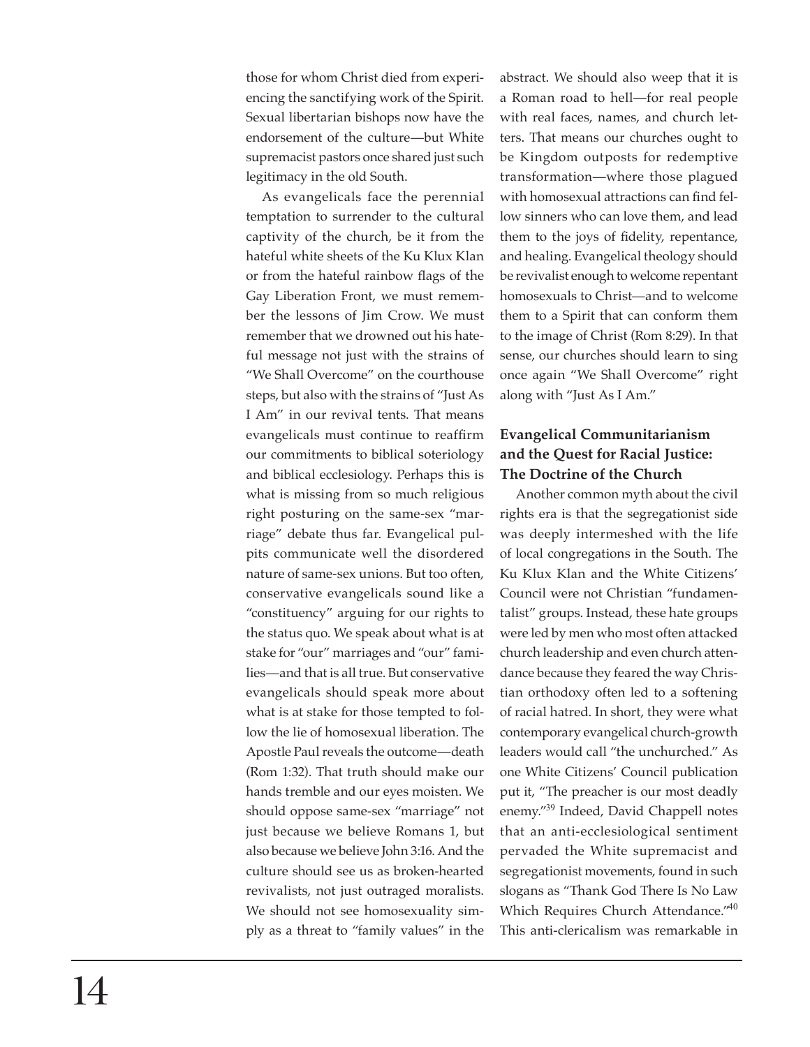those for whom Christ died from experiencing the sanctifying work of the Spirit. Sexual libertarian bishops now have the endorsement of the culture—but White supremacist pastors once shared just such legitimacy in the old South.

As evangelicals face the perennial temptation to surrender to the cultural captivity of the church, be it from the hateful white sheets of the Ku Klux Klan or from the hateful rainbow flags of the Gay Liberation Front, we must remember the lessons of Jim Crow. We must remember that we drowned out his hateful message not just with the strains of "We Shall Overcome" on the courthouse steps, but also with the strains of "Just As I Am" in our revival tents. That means evangelicals must continue to reaffirm our commitments to biblical soteriology and biblical ecclesiology. Perhaps this is what is missing from so much religious right posturing on the same-sex "marriage" debate thus far. Evangelical pulpits communicate well the disordered nature of same-sex unions. But too often, conservative evangelicals sound like a "constituency" arguing for our rights to the status quo. We speak about what is at stake for "our" marriages and "our" families—and that is all true. But conservative evangelicals should speak more about what is at stake for those tempted to follow the lie of homosexual liberation. The Apostle Paul reveals the outcome—death (Rom 1:32). That truth should make our hands tremble and our eyes moisten. We should oppose same-sex "marriage" not just because we believe Romans 1, but also because we believe John 3:16. And the culture should see us as broken-hearted revivalists, not just outraged moralists. We should not see homosexuality simply as a threat to "family values" in the abstract. We should also weep that it is a Roman road to hell—for real people with real faces, names, and church letters. That means our churches ought to be Kingdom outposts for redemptive transformation—where those plagued with homosexual attractions can find fellow sinners who can love them, and lead them to the joys of fidelity, repentance, and healing. Evangelical theology should be revivalist enough to welcome repentant homosexuals to Christ—and to welcome them to a Spirit that can conform them to the image of Christ (Rom 8:29). In that sense, our churches should learn to sing once again "We Shall Overcome" right along with "Just As I Am."

### Evangelical Communitarianism and the Quest for Racial Justice: The Doctrine of the Church

Another common myth about the civil rights era is that the segregationist side was deeply intermeshed with the life of local congregations in the South. The Ku Klux Klan and the White Citizens' Council were not Christian "fundamentalist" groups. Instead, these hate groups were led by men who most often attacked church leadership and even church attendance because they feared the way Christian orthodoxy often led to a softening of racial hatred. In short, they were what contemporary evangelical church-growth leaders would call "the unchurched." As one White Citizens' Council publication put it, "The preacher is our most deadly enemy."[39] Indeed, David Chappell notes that an anti-ecclesiological sentiment pervaded the White supremacist and segregationist movements, found in such slogans as "Thank God There Is No Law Which Requires Church Attendance."[40] This anti-clericalism was remarkable in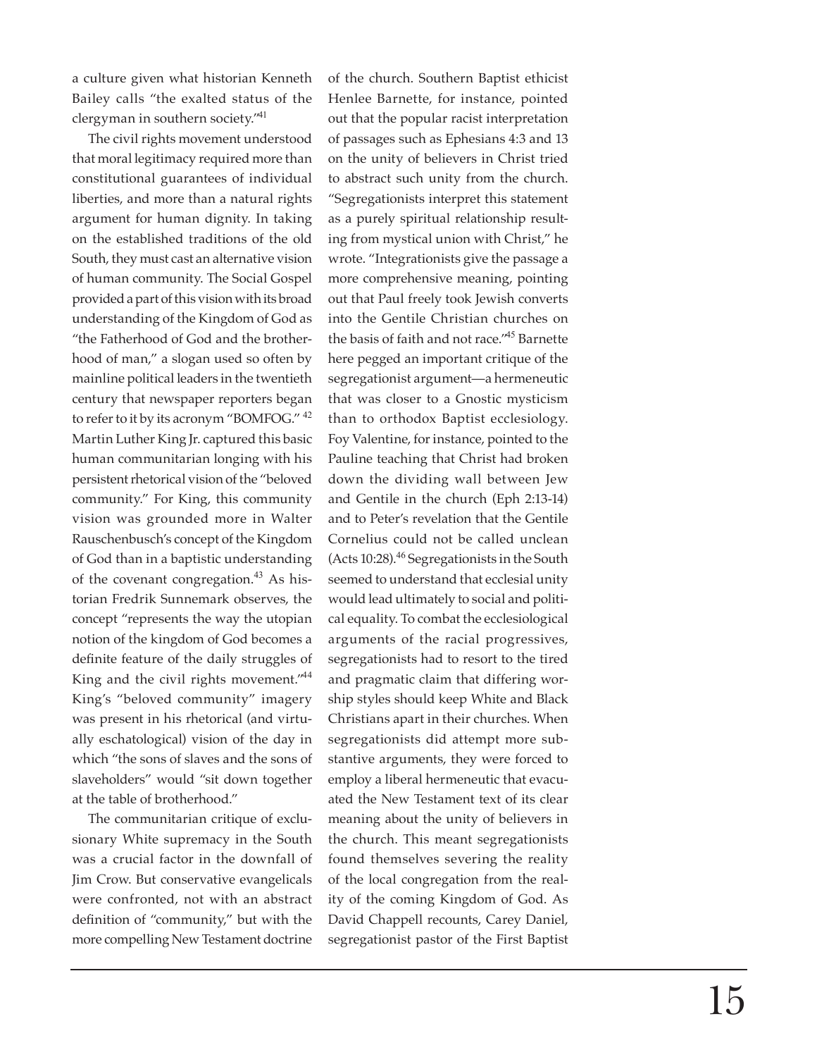a culture given what historian Kenneth Bailey calls "the exalted status of the clergyman in southern society."[41]

The civil rights movement understood that moral legitimacy required more than constitutional guarantees of individual liberties, and more than a natural rights argument for human dignity. In taking on the established traditions of the old South, they must cast an alternative vision of human community. The Social Gospel provided a part of this vision with its broad understanding of the Kingdom of God as "the Fatherhood of God and the brotherhood of man," a slogan used so often by mainline political leaders in the twentieth century that newspaper reporters began to refer to it by its acronym "BOMFOG." [42] Martin Luther King Jr. captured this basic human communitarian longing with his persistent rhetorical vision of the "beloved community." For King, this community vision was grounded more in Walter Rauschenbusch's concept of the Kingdom of God than in a baptistic understanding of the covenant congregation.[43] As historian Fredrik Sunnemark observes, the concept "represents the way the utopian notion of the kingdom of God becomes a definite feature of the daily struggles of King and the civil rights movement."[44] King's "beloved community" imagery was present in his rhetorical (and virtually eschatological) vision of the day in which "the sons of slaves and the sons of slaveholders" would "sit down together at the table of brotherhood."

The communitarian critique of exclusionary White supremacy in the South was a crucial factor in the downfall of Jim Crow. But conservative evangelicals were confronted, not with an abstract definition of "community," but with the more compelling New Testament doctrine of the church. Southern Baptist ethicist Henlee Barnette, for instance, pointed out that the popular racist interpretation of passages such as Ephesians 4:3 and 13 on the unity of believers in Christ tried to abstract such unity from the church. "Segregationists interpret this statement as a purely spiritual relationship resulting from mystical union with Christ," he wrote. "Integrationists give the passage a more comprehensive meaning, pointing out that Paul freely took Jewish converts into the Gentile Christian churches on the basis of faith and not race."[45] Barnette here pegged an important critique of the segregationist argument—a hermeneutic that was closer to a Gnostic mysticism than to orthodox Baptist ecclesiology. Foy Valentine, for instance, pointed to the Pauline teaching that Christ had broken down the dividing wall between Jew and Gentile in the church (Eph 2:13-14) and to Peter's revelation that the Gentile Cornelius could not be called unclean (Acts 10:28).[46] Segregationists in the South seemed to understand that ecclesial unity would lead ultimately to social and political equality. To combat the ecclesiological arguments of the racial progressives, segregationists had to resort to the tired and pragmatic claim that differing worship styles should keep White and Black Christians apart in their churches. When segregationists did attempt more substantive arguments, they were forced to employ a liberal hermeneutic that evacuated the New Testament text of its clear meaning about the unity of believers in the church. This meant segregationists found themselves severing the reality of the local congregation from the reality of the coming Kingdom of God. As David Chappell recounts, Carey Daniel, segregationist pastor of the First Baptist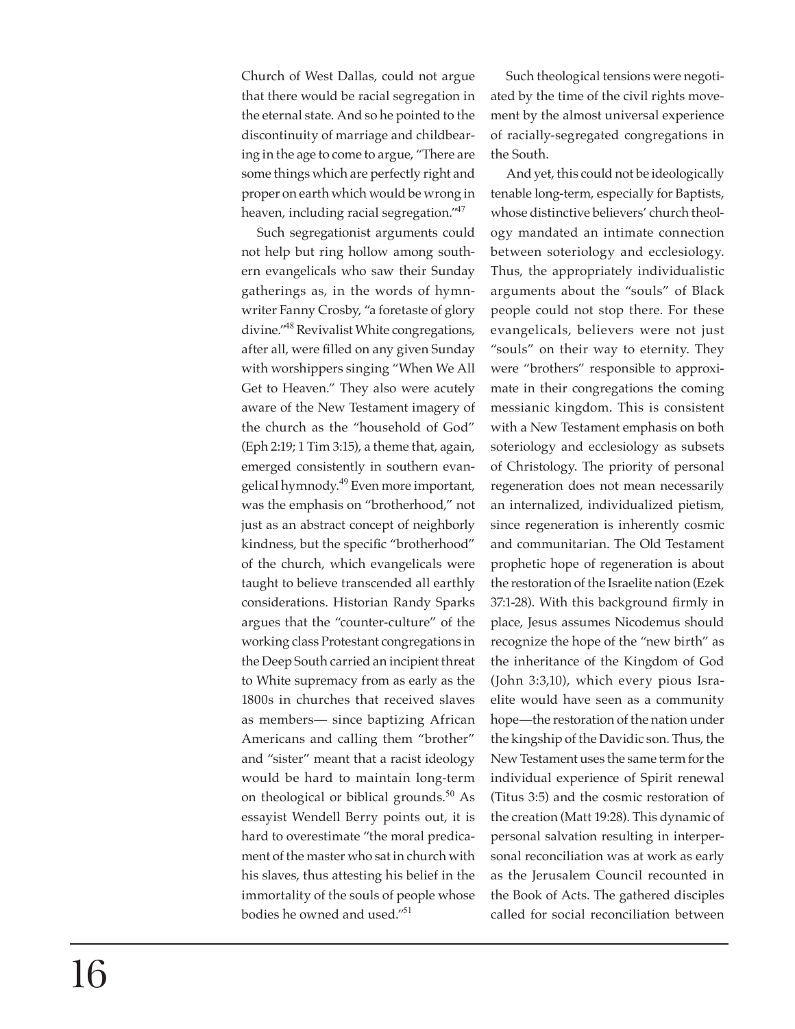Church of West Dallas, could not argue that there would be racial segregation in the eternal state. And so he pointed to the discontinuity of marriage and childbearing in the age to come to argue, "There are some things which are perfectly right and proper on earth which would be wrong in heaven, including racial segregation."[47]

Such segregationist arguments could not help but ring hollow among southern evangelicals who saw their Sunday gatherings as, in the words of hymnwriter Fanny Crosby, "a foretaste of glory divine."[48] Revivalist White congregations, after all, were filled on any given Sunday with worshippers singing "When We All Get to Heaven." They also were acutely aware of the New Testament imagery of the church as the "household of God" (Eph 2:19; 1 Tim 3:15), a theme that, again, emerged consistently in southern evangelical hymnody.[49] Even more important, was the emphasis on "brotherhood," not just as an abstract concept of neighborly kindness, but the specific "brotherhood" of the church, which evangelicals were taught to believe transcended all earthly considerations. Historian Randy Sparks argues that the "counter-culture" of the working class Protestant congregations in the Deep South carried an incipient threat to White supremacy from as early as the 1800s in churches that received slaves as members— since baptizing African Americans and calling them "brother" and "sister" meant that a racist ideology would be hard to maintain long-term on theological or biblical grounds.[50] As essayist Wendell Berry points out, it is hard to overestimate "the moral predicament of the master who sat in church with his slaves, thus attesting his belief in the immortality of the souls of people whose bodies he owned and used."[51]

Such theological tensions were negotiated by the time of the civil rights movement by the almost universal experience of racially-segregated congregations in the South.

And yet, this could not be ideologically tenable long-term, especially for Baptists, whose distinctive believers' church theology mandated an intimate connection between soteriology and ecclesiology. Thus, the appropriately individualistic arguments about the "souls" of Black people could not stop there. For these evangelicals, believers were not just "souls" on their way to eternity. They were "brothers" responsible to approximate in their congregations the coming messianic kingdom. This is consistent with a New Testament emphasis on both soteriology and ecclesiology as subsets of Christology. The priority of personal regeneration does not mean necessarily an internalized, individualized pietism, since regeneration is inherently cosmic and communitarian. The Old Testament prophetic hope of regeneration is about the restoration of the Israelite nation (Ezek 37:1-28). With this background firmly in place, Jesus assumes Nicodemus should recognize the hope of the "new birth" as the inheritance of the Kingdom of God (John 3:3,10), which every pious Israelite would have seen as a community hope—the restoration of the nation under the kingship of the Davidic son. Thus, the New Testament uses the same term for the individual experience of Spirit renewal (Titus 3:5) and the cosmic restoration of the creation (Matt 19:28). This dynamic of personal salvation resulting in interpersonal reconciliation was at work as early as the Jerusalem Council recounted in the Book of Acts. The gathered disciples called for social reconciliation between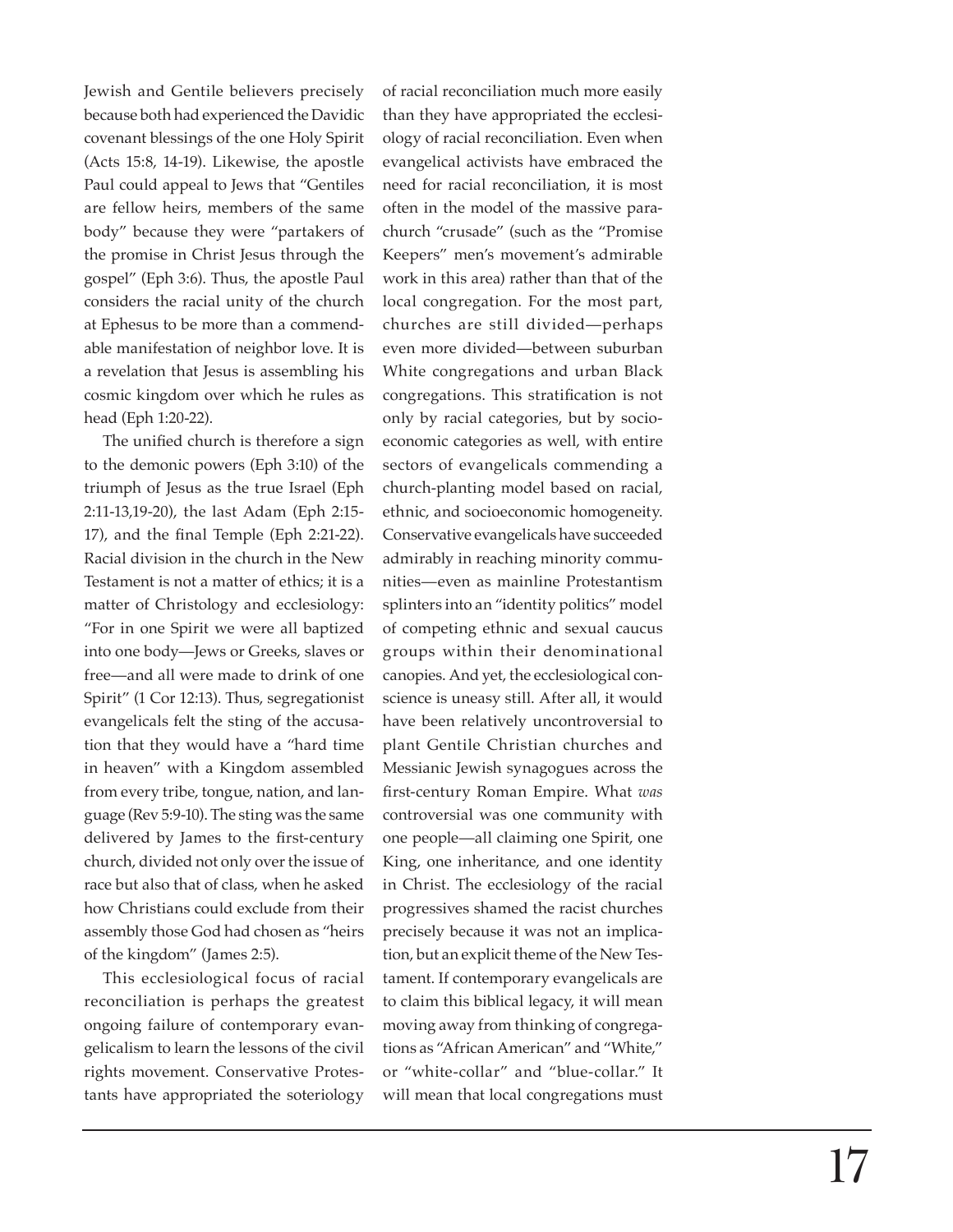Jewish and Gentile believers precisely because both had experienced the Davidic covenant blessings of the one Holy Spirit (Acts 15:8, 14-19). Likewise, the apostle Paul could appeal to Jews that "Gentiles are fellow heirs, members of the same body" because they were "partakers of the promise in Christ Jesus through the gospel" (Eph 3:6). Thus, the apostle Paul considers the racial unity of the church at Ephesus to be more than a commendable manifestation of neighbor love. It is a revelation that Jesus is assembling his cosmic kingdom over which he rules as head (Eph 1:20-22).

The unified church is therefore a sign to the demonic powers (Eph 3:10) of the triumph of Jesus as the true Israel (Eph 2:11-13,19-20), the last Adam (Eph 2:15-17), and the final Temple (Eph 2:21-22). Racial division in the church in the New Testament is not a matter of ethics; it is a matter of Christology and ecclesiology: "For in one Spirit we were all baptized into one body—Jews or Greeks, slaves or free—and all were made to drink of one Spirit" (1 Cor 12:13). Thus, segregationist evangelicals felt the sting of the accusation that they would have a "hard time in heaven" with a Kingdom assembled from every tribe, tongue, nation, and language (Rev 5:9-10). The sting was the same delivered by James to the first-century church, divided not only over the issue of race but also that of class, when he asked how Christians could exclude from their assembly those God had chosen as "heirs of the kingdom" (James 2:5).

This ecclesiological focus of racial reconciliation is perhaps the greatest ongoing failure of contemporary evangelicalism to learn the lessons of the civil rights movement. Conservative Protestants have appropriated the soteriology of racial reconciliation much more easily than they have appropriated the ecclesiology of racial reconciliation. Even when evangelical activists have embraced the need for racial reconciliation, it is most often in the model of the massive parachurch "crusade" (such as the "Promise Keepers" men's movement's admirable work in this area) rather than that of the local congregation. For the most part, churches are still divided—perhaps even more divided—between suburban White congregations and urban Black congregations. This stratification is not only by racial categories, but by socioeconomic categories as well, with entire sectors of evangelicals commending a church-planting model based on racial, ethnic, and socioeconomic homogeneity. Conservative evangelicals have succeeded admirably in reaching minority communities—even as mainline Protestantism splinters into an "identity politics" model of competing ethnic and sexual caucus groups within their denominational canopies. And yet, the ecclesiological conscience is uneasy still. After all, it would have been relatively uncontroversial to plant Gentile Christian churches and Messianic Jewish synagogues across the first-century Roman Empire. What *was* controversial was one community with one people—all claiming one Spirit, one King, one inheritance, and one identity in Christ. The ecclesiology of the racial progressives shamed the racist churches precisely because it was not an implication, but an explicit theme of the New Testament. If contemporary evangelicals are to claim this biblical legacy, it will mean moving away from thinking of congregations as "African American" and "White," or "white-collar" and "blue-collar." It will mean that local congregations must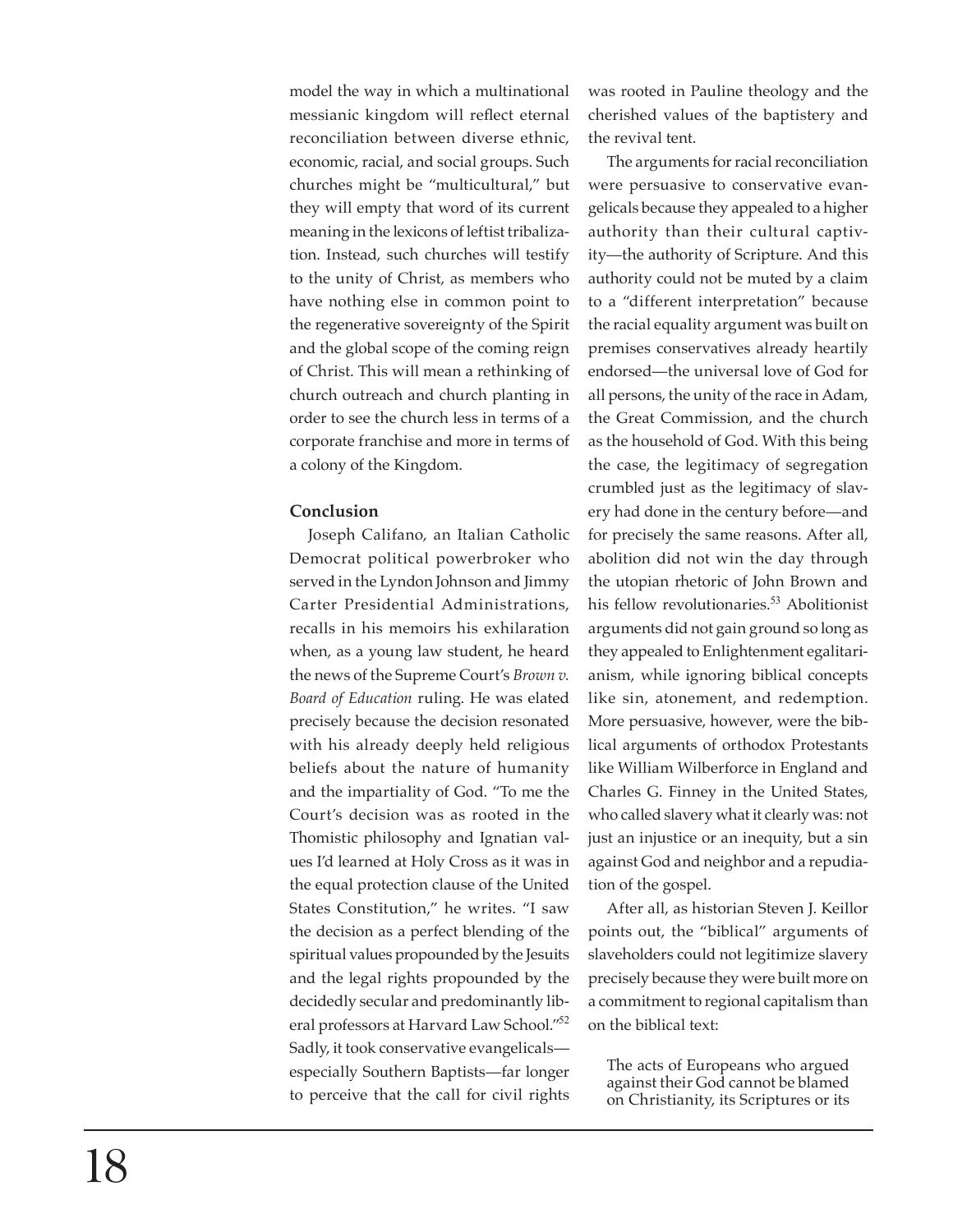model the way in which a multinational messianic kingdom will reflect eternal reconciliation between diverse ethnic, economic, racial, and social groups. Such churches might be "multicultural," but they will empty that word of its current meaning in the lexicons of leftist tribalization. Instead, such churches will testify to the unity of Christ, as members who have nothing else in common point to the regenerative sovereignty of the Spirit and the global scope of the coming reign of Christ. This will mean a rethinking of church outreach and church planting in order to see the church less in terms of a corporate franchise and more in terms of a colony of the Kingdom.

**Conclusion**

Joseph Califano, an Italian Catholic Democrat political powerbroker who served in the Lyndon Johnson and Jimmy Carter Presidential Administrations, recalls in his memoirs his exhilaration when, as a young law student, he heard the news of the Supreme Court's *Brown v. Board of Education* ruling. He was elated precisely because the decision resonated with his already deeply held religious beliefs about the nature of humanity and the impartiality of God. "To me the Court's decision was as rooted in the Thomistic philosophy and Ignatian values I'd learned at Holy Cross as it was in the equal protection clause of the United States Constitution," he writes. "I saw the decision as a perfect blending of the spiritual values propounded by the Jesuits and the legal rights propounded by the decidedly secular and predominantly liberal professors at Harvard Law School."[52] Sadly, it took conservative evangelicals—especially Southern Baptists—far longer to perceive that the call for civil rights was rooted in Pauline theology and the cherished values of the baptistery and the revival tent.

The arguments for racial reconciliation were persuasive to conservative evangelicals because they appealed to a higher authority than their cultural captivity—the authority of Scripture. And this authority could not be muted by a claim to a "different interpretation" because the racial equality argument was built on premises conservatives already heartily endorsed—the universal love of God for all persons, the unity of the race in Adam, the Great Commission, and the church as the household of God. With this being the case, the legitimacy of segregation crumbled just as the legitimacy of slavery had done in the century before—and for precisely the same reasons. After all, abolition did not win the day through the utopian rhetoric of John Brown and his fellow revolutionaries.[53] Abolitionist arguments did not gain ground so long as they appealed to Enlightenment egalitarianism, while ignoring biblical concepts like sin, atonement, and redemption. More persuasive, however, were the biblical arguments of orthodox Protestants like William Wilberforce in England and Charles G. Finney in the United States, who called slavery what it clearly was: not just an injustice or an inequity, but a sin against God and neighbor and a repudiation of the gospel.

After all, as historian Steven J. Keillor points out, the "biblical" arguments of slaveholders could not legitimize slavery precisely because they were built more on a commitment to regional capitalism than on the biblical text:

> The acts of Europeans who argued against their God cannot be blamed on Christianity, its Scriptures or its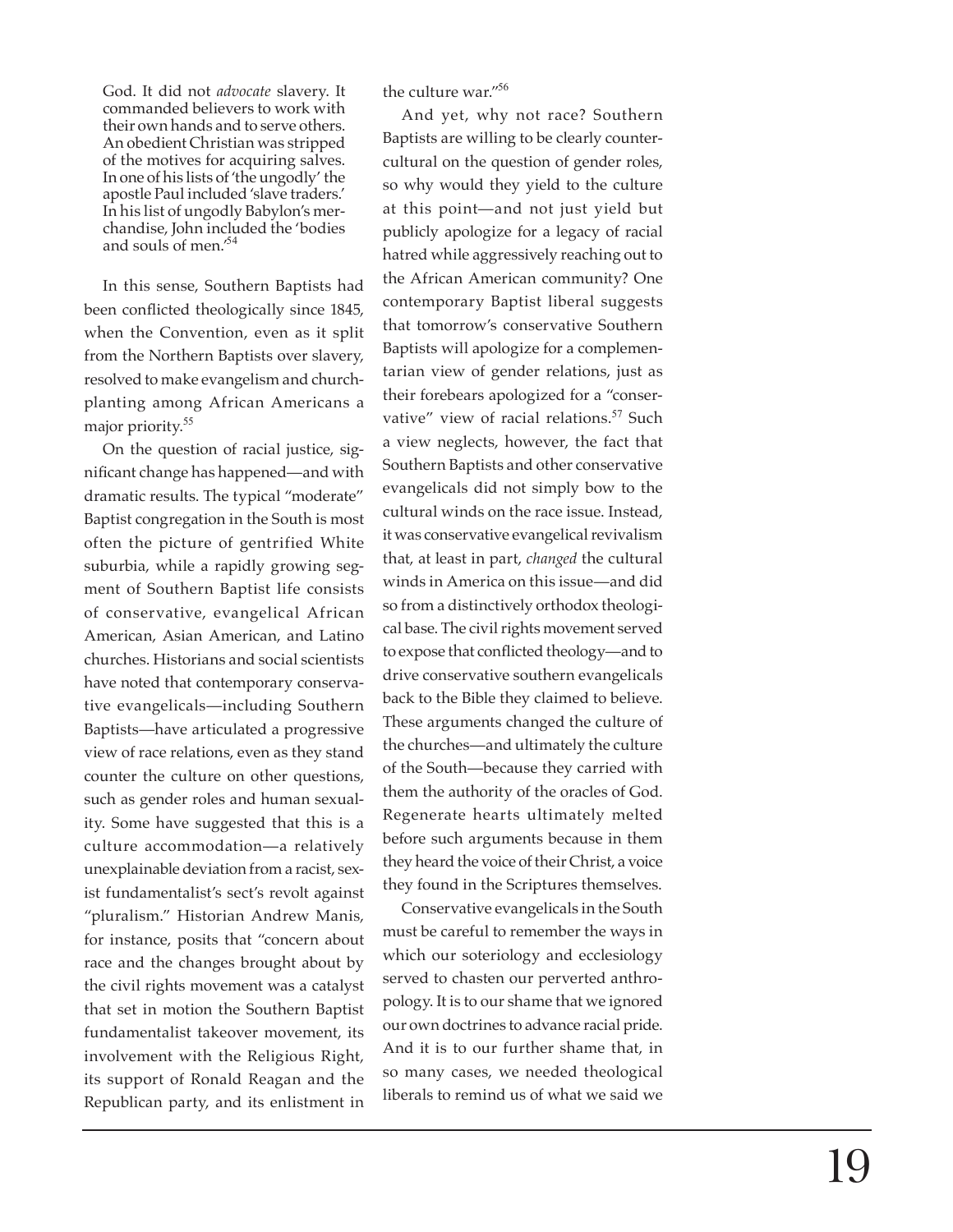> God. It did not *advocate* slavery. It commanded believers to work with their own hands and to serve others. An obedient Christian was stripped of the motives for acquiring salves. In one of his lists of 'the ungodly' the apostle Paul included 'slave traders.' In his list of ungodly Babylon's merchandise, John included the 'bodies and souls of men.'[54]

In this sense, Southern Baptists had been conflicted theologically since 1845, when the Convention, even as it split from the Northern Baptists over slavery, resolved to make evangelism and church-planting among African Americans a major priority.[55]

On the question of racial justice, significant change has happened—and with dramatic results. The typical "moderate" Baptist congregation in the South is most often the picture of gentrified White suburbia, while a rapidly growing segment of Southern Baptist life consists of conservative, evangelical African American, Asian American, and Latino churches. Historians and social scientists have noted that contemporary conservative evangelicals—including Southern Baptists—have articulated a progressive view of race relations, even as they stand counter the culture on other questions, such as gender roles and human sexuality. Some have suggested that this is a culture accommodation—a relatively unexplainable deviation from a racist, sexist fundamentalist's sect's revolt against "pluralism." Historian Andrew Manis, for instance, posits that "concern about race and the changes brought about by the civil rights movement was a catalyst that set in motion the Southern Baptist fundamentalist takeover movement, its involvement with the Religious Right, its support of Ronald Reagan and the Republican party, and its enlistment in the culture war."[56]

And yet, why not race? Southern Baptists are willing to be clearly countercultural on the question of gender roles, so why would they yield to the culture at this point—and not just yield but publicly apologize for a legacy of racial hatred while aggressively reaching out to the African American community? One contemporary Baptist liberal suggests that tomorrow's conservative Southern Baptists will apologize for a complementarian view of gender relations, just as their forebears apologized for a "conservative" view of racial relations.[57] Such a view neglects, however, the fact that Southern Baptists and other conservative evangelicals did not simply bow to the cultural winds on the race issue. Instead, it was conservative evangelical revivalism that, at least in part, *changed* the cultural winds in America on this issue—and did so from a distinctively orthodox theological base. The civil rights movement served to expose that conflicted theology—and to drive conservative southern evangelicals back to the Bible they claimed to believe. These arguments changed the culture of the churches—and ultimately the culture of the South—because they carried with them the authority of the oracles of God. Regenerate hearts ultimately melted before such arguments because in them they heard the voice of their Christ, a voice they found in the Scriptures themselves.

Conservative evangelicals in the South must be careful to remember the ways in which our soteriology and ecclesiology served to chasten our perverted anthropology. It is to our shame that we ignored our own doctrines to advance racial pride. And it is to our further shame that, in so many cases, we needed theological liberals to remind us of what we said we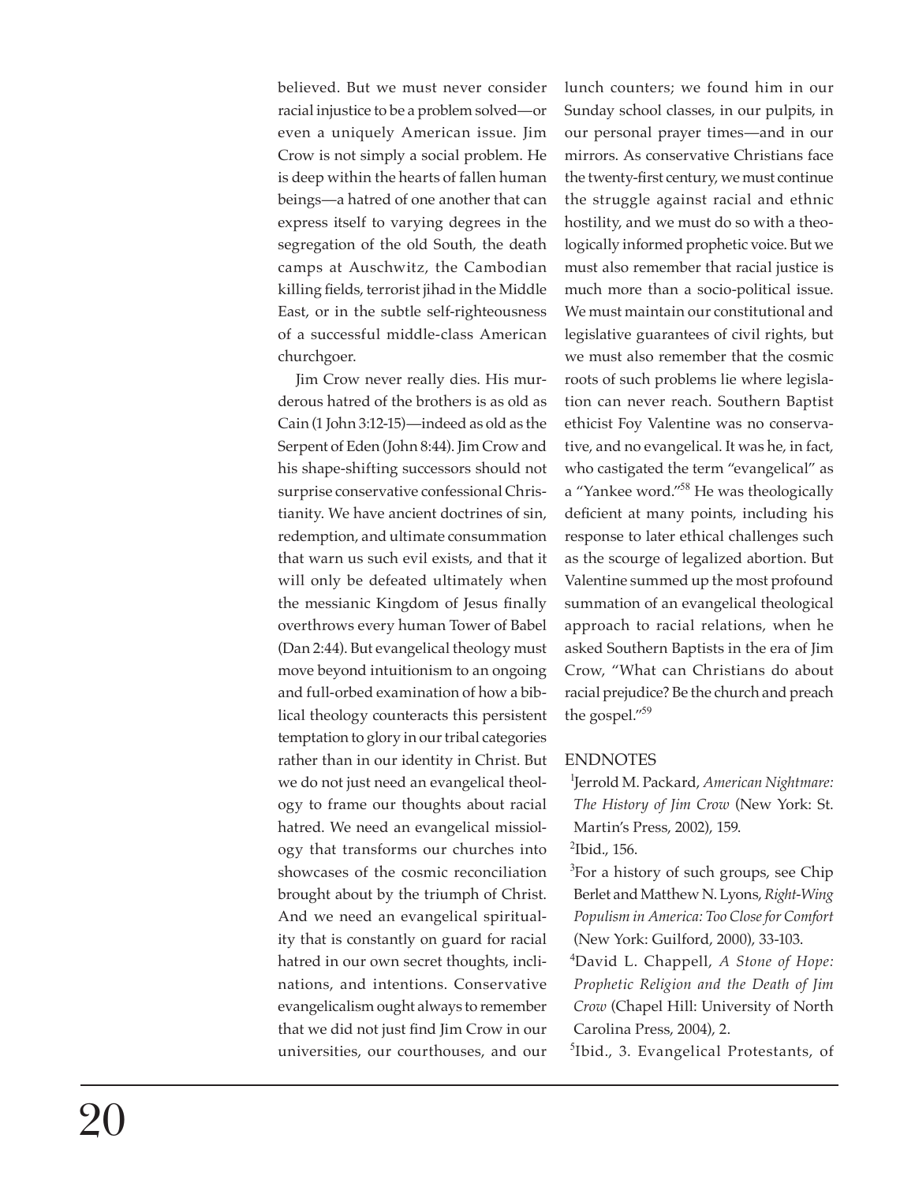believed. But we must never consider racial injustice to be a problem solved—or even a uniquely American issue. Jim Crow is not simply a social problem. He is deep within the hearts of fallen human beings—a hatred of one another that can express itself to varying degrees in the segregation of the old South, the death camps at Auschwitz, the Cambodian killing fields, terrorist jihad in the Middle East, or in the subtle self-righteousness of a successful middle-class American churchgoer.

Jim Crow never really dies. His murderous hatred of the brothers is as old as Cain (1 John 3:12-15)—indeed as old as the Serpent of Eden (John 8:44). Jim Crow and his shape-shifting successors should not surprise conservative confessional Christianity. We have ancient doctrines of sin, redemption, and ultimate consummation that warn us such evil exists, and that it will only be defeated ultimately when the messianic Kingdom of Jesus finally overthrows every human Tower of Babel (Dan 2:44). But evangelical theology must move beyond intuitionism to an ongoing and full-orbed examination of how a biblical theology counteracts this persistent temptation to glory in our tribal categories rather than in our identity in Christ. But we do not just need an evangelical theology to frame our thoughts about racial hatred. We need an evangelical missiology that transforms our churches into showcases of the cosmic reconciliation brought about by the triumph of Christ. And we need an evangelical spirituality that is constantly on guard for racial hatred in our own secret thoughts, inclinations, and intentions. Conservative evangelicalism ought always to remember that we did not just find Jim Crow in our universities, our courthouses, and our lunch counters; we found him in our Sunday school classes, in our pulpits, in our personal prayer times—and in our mirrors. As conservative Christians face the twenty-first century, we must continue the struggle against racial and ethnic hostility, and we must do so with a theologically informed prophetic voice. But we must also remember that racial justice is much more than a socio-political issue. We must maintain our constitutional and legislative guarantees of civil rights, but we must also remember that the cosmic roots of such problems lie where legislation can never reach. Southern Baptist ethicist Foy Valentine was no conservative, and no evangelical. It was he, in fact, who castigated the term "evangelical" as a "Yankee word."[58] He was theologically deficient at many points, including his response to later ethical challenges such as the scourge of legalized abortion. But Valentine summed up the most profound summation of an evangelical theological approach to racial relations, when he asked Southern Baptists in the era of Jim Crow, "What can Christians do about racial prejudice? Be the church and preach the gospel."[59]

## ENDNOTES

[1]Jerrold M. Packard, *American Nightmare: The History of Jim Crow* (New York: St. Martin's Press, 2002), 159.

[2]Ibid., 156.

[3]For a history of such groups, see Chip Berlet and Matthew N. Lyons, *Right-Wing Populism in America: Too Close for Comfort* (New York: Guilford, 2000), 33-103.

[4]David L. Chappell, *A Stone of Hope: Prophetic Religion and the Death of Jim Crow* (Chapel Hill: University of North Carolina Press, 2004), 2.

[5]Ibid., 3. Evangelical Protestants, of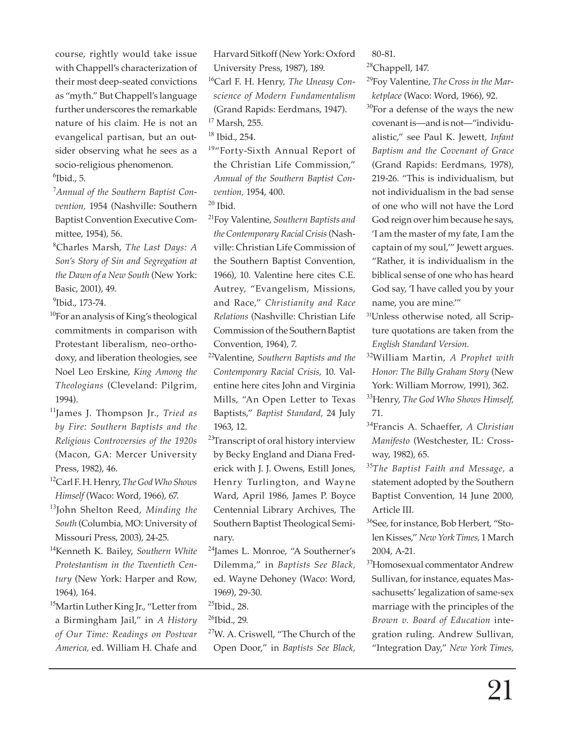course, rightly would take issue with Chappell's characterization of their most deep-seated convictions as "myth." But Chappell's language further underscores the remarkable nature of his claim. He is not an evangelical partisan, but an outsider observing what he sees as a socio-religious phenomenon.

[6]Ibid., 5.

[7]*Annual of the Southern Baptist Convention,* 1954 (Nashville: Southern Baptist Convention Executive Committee, 1954), 56.

[8]Charles Marsh, *The Last Days: A Son's Story of Sin and Segregation at the Dawn of a New South* (New York: Basic, 2001), 49.

[9]Ibid., 173-74.

[10]For an analysis of King's theological commitments in comparison with Protestant liberalism, neo-orthodoxy, and liberation theologies, see Noel Leo Erskine, *King Among the Theologians* (Cleveland: Pilgrim, 1994).

[11]James J. Thompson Jr., *Tried as by Fire: Southern Baptists and the Religious Controversies of the 1920s* (Macon, GA: Mercer University Press, 1982), 46.

[12]Carl F. H. Henry, *The God Who Shows Himself* (Waco: Word, 1966), 67.

[13]John Shelton Reed, *Minding the South* (Columbia, MO: University of Missouri Press, 2003), 24-25.

[14]Kenneth K. Bailey, *Southern White Protestantism in the Twentieth Century* (New York: Harper and Row, 1964), 164.

[15]Martin Luther King Jr., "Letter from a Birmingham Jail," in *A History of Our Time: Readings on Postwar America,* ed. William H. Chafe and Harvard Sitkoff (New York: Oxford University Press, 1987), 189.

[16]Carl F. H. Henry, *The Uneasy Conscience of Modern Fundamentalism* (Grand Rapids: Eerdmans, 1947).

[17] Marsh, 255.

[18] Ibid., 254.

[19]"Forty-Sixth Annual Report of the Christian Life Commission," *Annual of the Southern Baptist Convention,* 1954, 400.

[20] Ibid.

[21]Foy Valentine, *Southern Baptists and the Contemporary Racial Crisis* (Nashville: Christian Life Commission of the Southern Baptist Convention, 1966), 10. Valentine here cites C.E. Autrey, "Evangelism, Missions, and Race," *Christianity and Race Relations* (Nashville: Christian Life Commission of the Southern Baptist Convention, 1964), 7.

[22]Valentine, *Southern Baptists and the Contemporary Racial Crisis,* 10. Valentine here cites John and Virginia Mills, "An Open Letter to Texas Baptists," *Baptist Standard,* 24 July 1963, 12.

[23]Transcript of oral history interview by Becky England and Diana Frederick with J. J. Owens, Estill Jones, Henry Turlington, and Wayne Ward, April 1986, James P. Boyce Centennial Library Archives, The Southern Baptist Theological Seminary.

[24]James L. Monroe, "A Southerner's Dilemma," in *Baptists See Black,* ed. Wayne Dehoney (Waco: Word, 1969), 29-30.

[25]Ibid., 28.

[26]Ibid., 29.

[27]W. A. Criswell, "The Church of the Open Door," in *Baptists See Black,* 80-81.

[28]Chappell, 147.

[29]Foy Valentine, *The Cross in the Marketplace* (Waco: Word, 1966), 92.

[30]For a defense of the ways the new covenant is—and is not—"individualistic," see Paul K. Jewett, *Infant Baptism and the Covenant of Grace* (Grand Rapids: Eerdmans, 1978), 219-26. "This is individualism, but not individualism in the bad sense of one who will not have the Lord God reign over him because he says, 'I am the master of my fate, I am the captain of my soul,'" Jewett argues. "Rather, it is individualism in the biblical sense of one who has heard God say, 'I have called you by your name, you are mine.'"

[31]Unless otherwise noted, all Scripture quotations are taken from the *English Standard Version.*

[32]William Martin, *A Prophet with Honor: The Billy Graham Story* (New York: William Morrow, 1991), 362.

[33]Henry, *The God Who Shows Himself,* 71.

[34]Francis A. Schaeffer, *A Christian Manifesto* (Westchester, IL: Crossway, 1982), 65.

[35]*The Baptist Faith and Message,* a statement adopted by the Southern Baptist Convention, 14 June 2000, Article III.

[36]See, for instance, Bob Herbert, "Stolen Kisses," *New York Times,* 1 March 2004, A-21.

[37]Homosexual commentator Andrew Sullivan, for instance, equates Massachusetts' legalization of same-sex marriage with the principles of the *Brown v. Board of Education* integration ruling. Andrew Sullivan, "Integration Day," *New York Times,*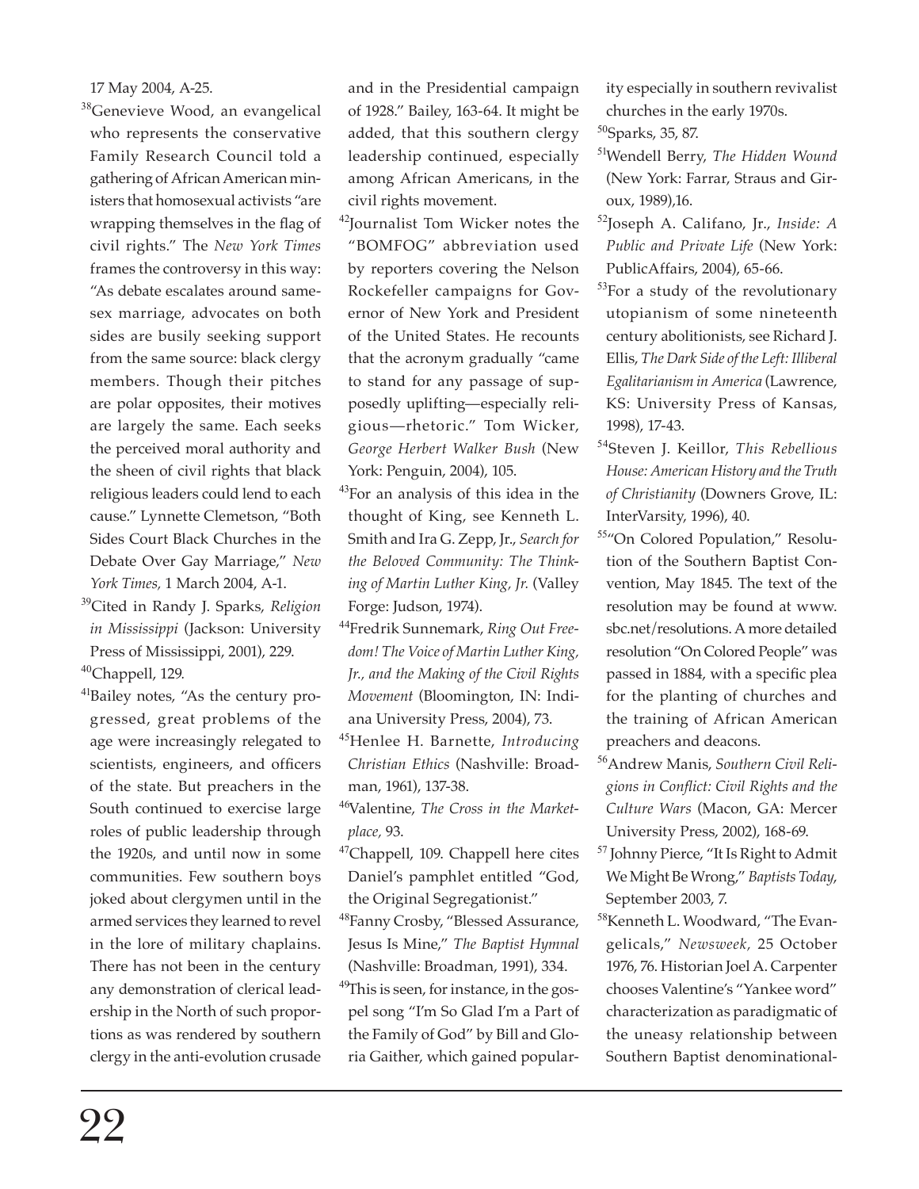17 May 2004, A-25.

[38]Genevieve Wood, an evangelical who represents the conservative Family Research Council told a gathering of African American ministers that homosexual activists "are wrapping themselves in the flag of civil rights." The *New York Times* frames the controversy in this way: "As debate escalates around same-sex marriage, advocates on both sides are busily seeking support from the same source: black clergy members. Though their pitches are polar opposites, their motives are largely the same. Each seeks the perceived moral authority and the sheen of civil rights that black religious leaders could lend to each cause." Lynnette Clemetson, "Both Sides Court Black Churches in the Debate Over Gay Marriage," *New York Times,* 1 March 2004, A-1.

[39]Cited in Randy J. Sparks, *Religion in Mississippi* (Jackson: University Press of Mississippi, 2001), 229.

[40]Chappell, 129.

[41]Bailey notes, "As the century progressed, great problems of the age were increasingly relegated to scientists, engineers, and officers of the state. But preachers in the South continued to exercise large roles of public leadership through the 1920s, and until now in some communities. Few southern boys joked about clergymen until in the armed services they learned to revel in the lore of military chaplains. There has not been in the century any demonstration of clerical leadership in the North of such proportions as was rendered by southern clergy in the anti-evolution crusade and in the Presidential campaign of 1928." Bailey, 163-64. It might be added, that this southern clergy leadership continued, especially among African Americans, in the civil rights movement.

[42]Journalist Tom Wicker notes the "BOMFOG" abbreviation used by reporters covering the Nelson Rockefeller campaigns for Governor of New York and President of the United States. He recounts that the acronym gradually "came to stand for any passage of supposedly uplifting—especially religious—rhetoric." Tom Wicker, *George Herbert Walker Bush* (New York: Penguin, 2004), 105.

[43]For an analysis of this idea in the thought of King, see Kenneth L. Smith and Ira G. Zepp, Jr., *Search for the Beloved Community: The Thinking of Martin Luther King, Jr.* (Valley Forge: Judson, 1974).

[44]Fredrik Sunnemark, *Ring Out Freedom! The Voice of Martin Luther King, Jr., and the Making of the Civil Rights Movement* (Bloomington, IN: Indiana University Press, 2004), 73.

[45]Henlee H. Barnette, *Introducing Christian Ethics* (Nashville: Broadman, 1961), 137-38.

[46]Valentine, *The Cross in the Marketplace,* 93.

[47]Chappell, 109. Chappell here cites Daniel's pamphlet entitled "God, the Original Segregationist."

[48]Fanny Crosby, "Blessed Assurance, Jesus Is Mine," *The Baptist Hymnal* (Nashville: Broadman, 1991), 334.

[49]This is seen, for instance, in the gospel song "I'm So Glad I'm a Part of the Family of God" by Bill and Gloria Gaither, which gained popularity especially in southern revivalist churches in the early 1970s.

[50]Sparks, 35, 87.

[51]Wendell Berry, *The Hidden Wound* (New York: Farrar, Straus and Giroux, 1989),16.

[52]Joseph A. Califano, Jr., *Inside: A Public and Private Life* (New York: PublicAffairs, 2004), 65-66.

[53]For a study of the revolutionary utopianism of some nineteenth century abolitionists, see Richard J. Ellis, *The Dark Side of the Left: Illiberal Egalitarianism in America* (Lawrence, KS: University Press of Kansas, 1998), 17-43.

[54]Steven J. Keillor, *This Rebellious House: American History and the Truth of Christianity* (Downers Grove, IL: InterVarsity, 1996), 40.

[55]"On Colored Population," Resolution of the Southern Baptist Convention, May 1845. The text of the resolution may be found at www.sbc.net/resolutions. A more detailed resolution "On Colored People" was passed in 1884, with a specific plea for the planting of churches and the training of African American preachers and deacons.

[56]Andrew Manis, *Southern Civil Religions in Conflict: Civil Rights and the Culture Wars* (Macon, GA: Mercer University Press, 2002), 168-69.

[57]Johnny Pierce, "It Is Right to Admit We Might Be Wrong," *Baptists Today*, September 2003, 7.

[58]Kenneth L. Woodward, "The Evangelicals," *Newsweek,* 25 October 1976, 76. Historian Joel A. Carpenter chooses Valentine's "Yankee word" characterization as paradigmatic of the uneasy relationship between Southern Baptist denominational-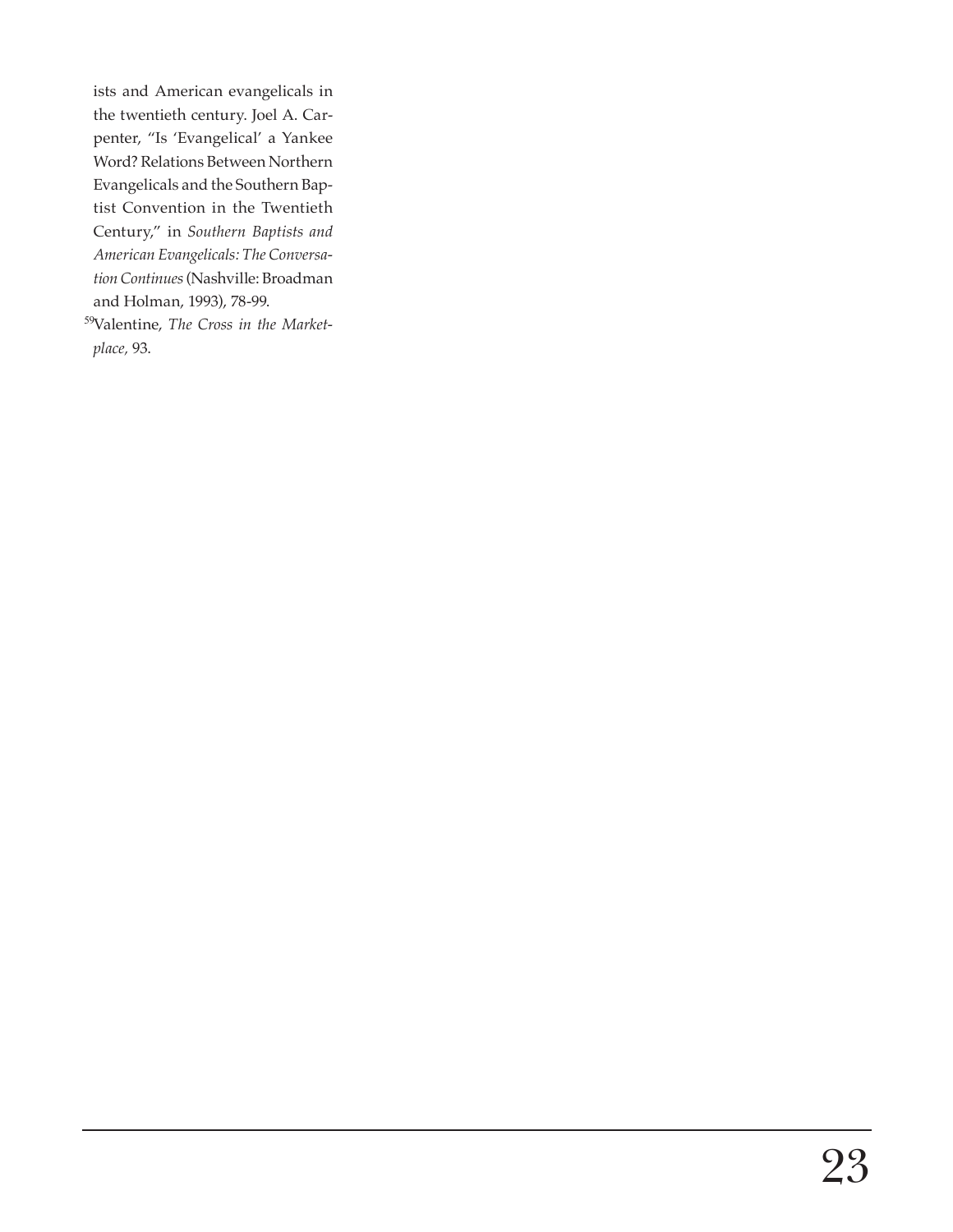ists and American evangelicals in the twentieth century. Joel A. Carpenter, "Is 'Evangelical' a Yankee Word? Relations Between Northern Evangelicals and the Southern Baptist Convention in the Twentieth Century," in *Southern Baptists and American Evangelicals: The Conversation Continues* (Nashville: Broadman and Holman, 1993), 78-99.

[59]Valentine, *The Cross in the Marketplace,* 93.